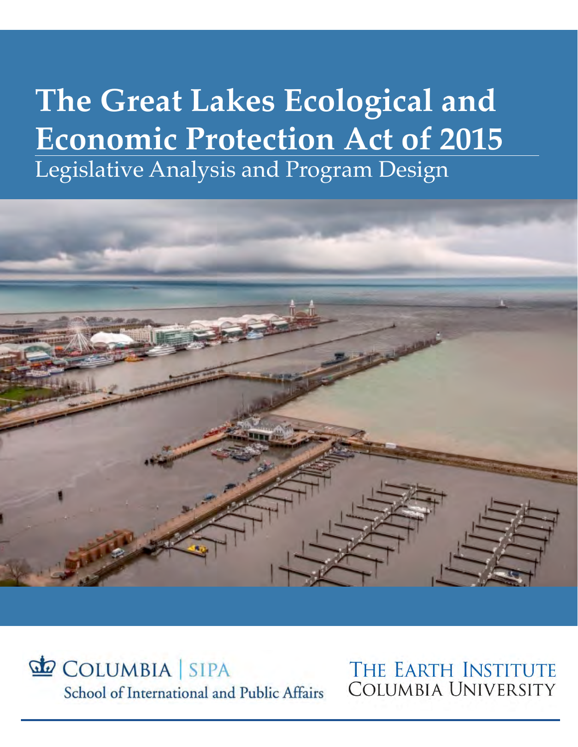# The Great Lakes Ecological and Economic Protection Act of 2015

## Legislative Analysis and Program Design

COLUMBIA | SIPA
School of International and Public Affairs

THE EARTH INSTITUTE
COLUMBIA UNIVERSITY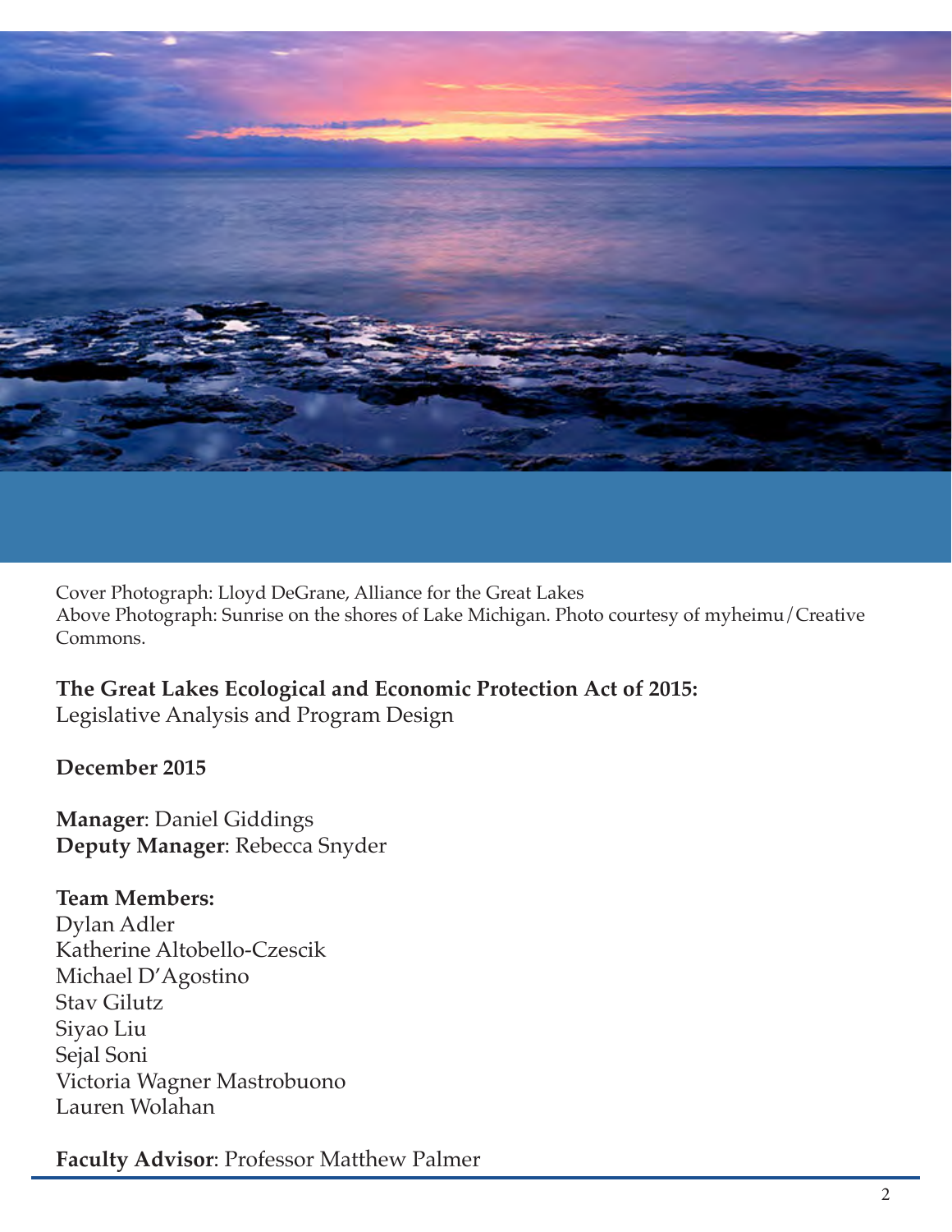Cover Photograph: Lloyd DeGrane, Alliance for the Great Lakes
Above Photograph: Sunrise on the shores of Lake Michigan. Photo courtesy of myheimu/Creative Commons.

**The Great Lakes Ecological and Economic Protection Act of 2015:**
Legislative Analysis and Program Design

**December 2015**

**Manager**: Daniel Giddings
**Deputy Manager**: Rebecca Snyder

**Team Members:**
Dylan Adler
Katherine Altobello-Czescik
Michael D'Agostino
Stav Gilutz
Siyao Liu
Sejal Soni
Victoria Wagner Mastrobuono
Lauren Wolahan

**Faculty Advisor**: Professor Matthew Palmer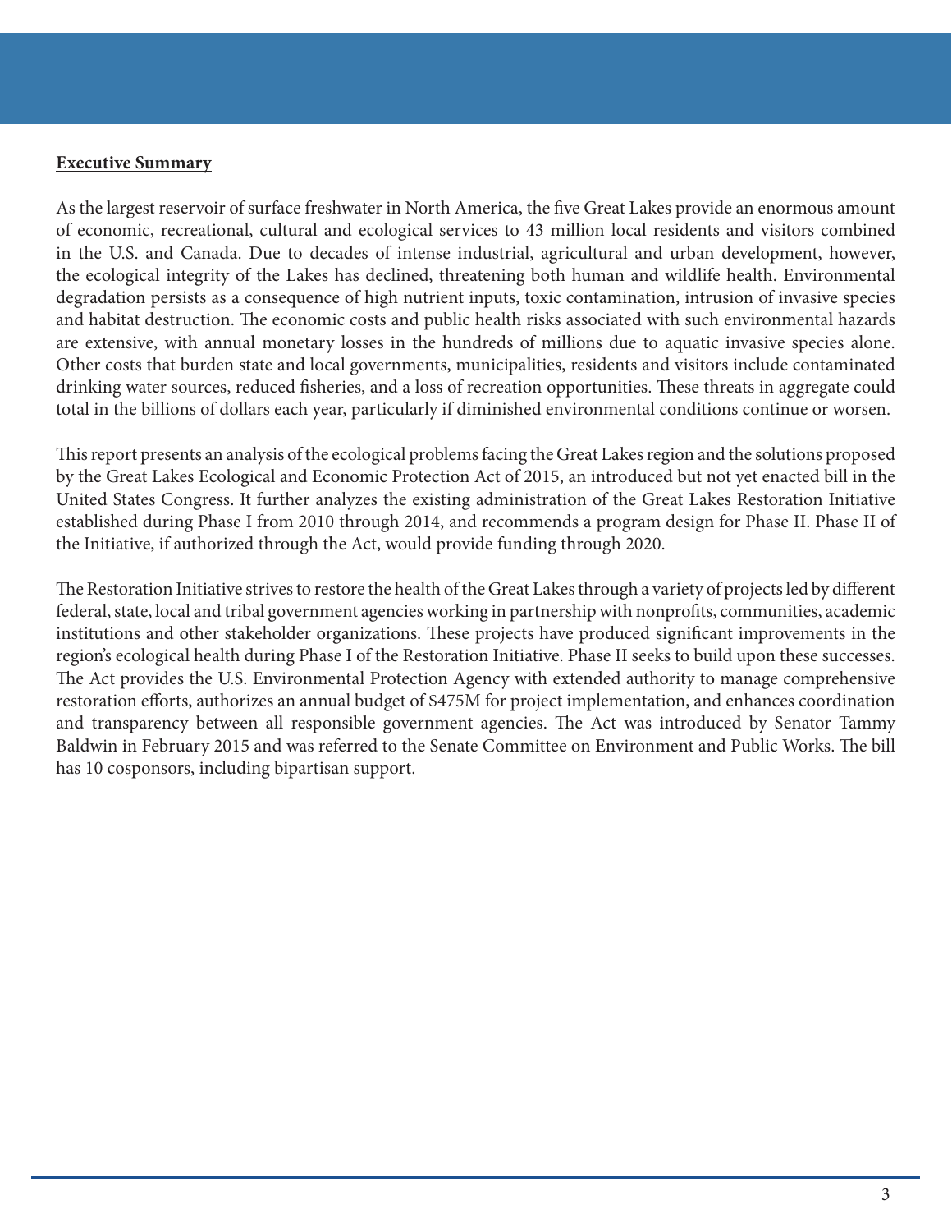**Executive Summary**

As the largest reservoir of surface freshwater in North America, the five Great Lakes provide an enormous amount of economic, recreational, cultural and ecological services to 43 million local residents and visitors combined in the U.S. and Canada. Due to decades of intense industrial, agricultural and urban development, however, the ecological integrity of the Lakes has declined, threatening both human and wildlife health. Environmental degradation persists as a consequence of high nutrient inputs, toxic contamination, intrusion of invasive species and habitat destruction. The economic costs and public health risks associated with such environmental hazards are extensive, with annual monetary losses in the hundreds of millions due to aquatic invasive species alone. Other costs that burden state and local governments, municipalities, residents and visitors include contaminated drinking water sources, reduced fisheries, and a loss of recreation opportunities. These threats in aggregate could total in the billions of dollars each year, particularly if diminished environmental conditions continue or worsen.

This report presents an analysis of the ecological problems facing the Great Lakes region and the solutions proposed by the Great Lakes Ecological and Economic Protection Act of 2015, an introduced but not yet enacted bill in the United States Congress. It further analyzes the existing administration of the Great Lakes Restoration Initiative established during Phase I from 2010 through 2014, and recommends a program design for Phase II. Phase II of the Initiative, if authorized through the Act, would provide funding through 2020.

The Restoration Initiative strives to restore the health of the Great Lakes through a variety of projects led by different federal, state, local and tribal government agencies working in partnership with nonprofits, communities, academic institutions and other stakeholder organizations. These projects have produced significant improvements in the region's ecological health during Phase I of the Restoration Initiative. Phase II seeks to build upon these successes. The Act provides the U.S. Environmental Protection Agency with extended authority to manage comprehensive restoration efforts, authorizes an annual budget of $475M for project implementation, and enhances coordination and transparency between all responsible government agencies. The Act was introduced by Senator Tammy Baldwin in February 2015 and was referred to the Senate Committee on Environment and Public Works. The bill has 10 cosponsors, including bipartisan support.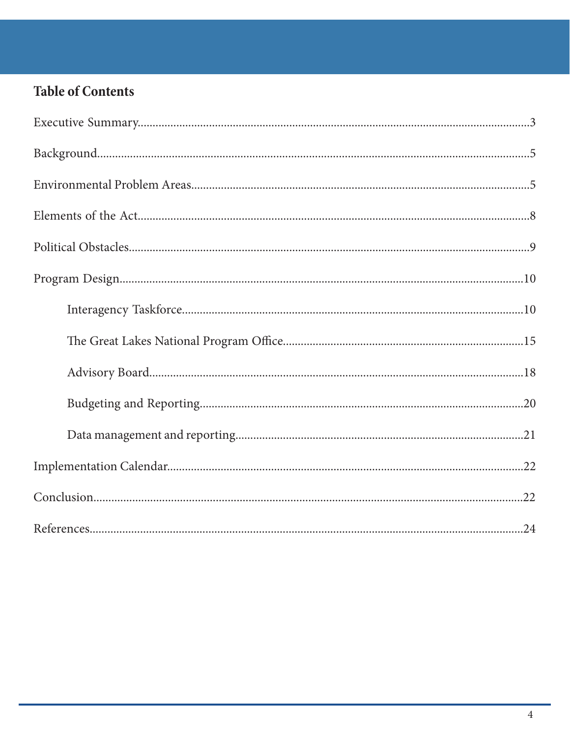## Table of Contents

Executive Summary....................................................................................................................3

Background...............................................................................................................................5

Environmental Problem Areas...............................................................................................5

Elements of the Act..................................................................................................................8

Political Obstacles....................................................................................................................9

Program Design......................................................................................................................10

- Interagency Taskforce.................................................................................................10
- The Great Lakes National Program Office...............................................................15
- Advisory Board............................................................................................................18
- Budgeting and Reporting...........................................................................................20
- Data management and reporting...............................................................................21

Implementation Calendar......................................................................................................22

Conclusion...............................................................................................................................22

References.................................................................................................................................24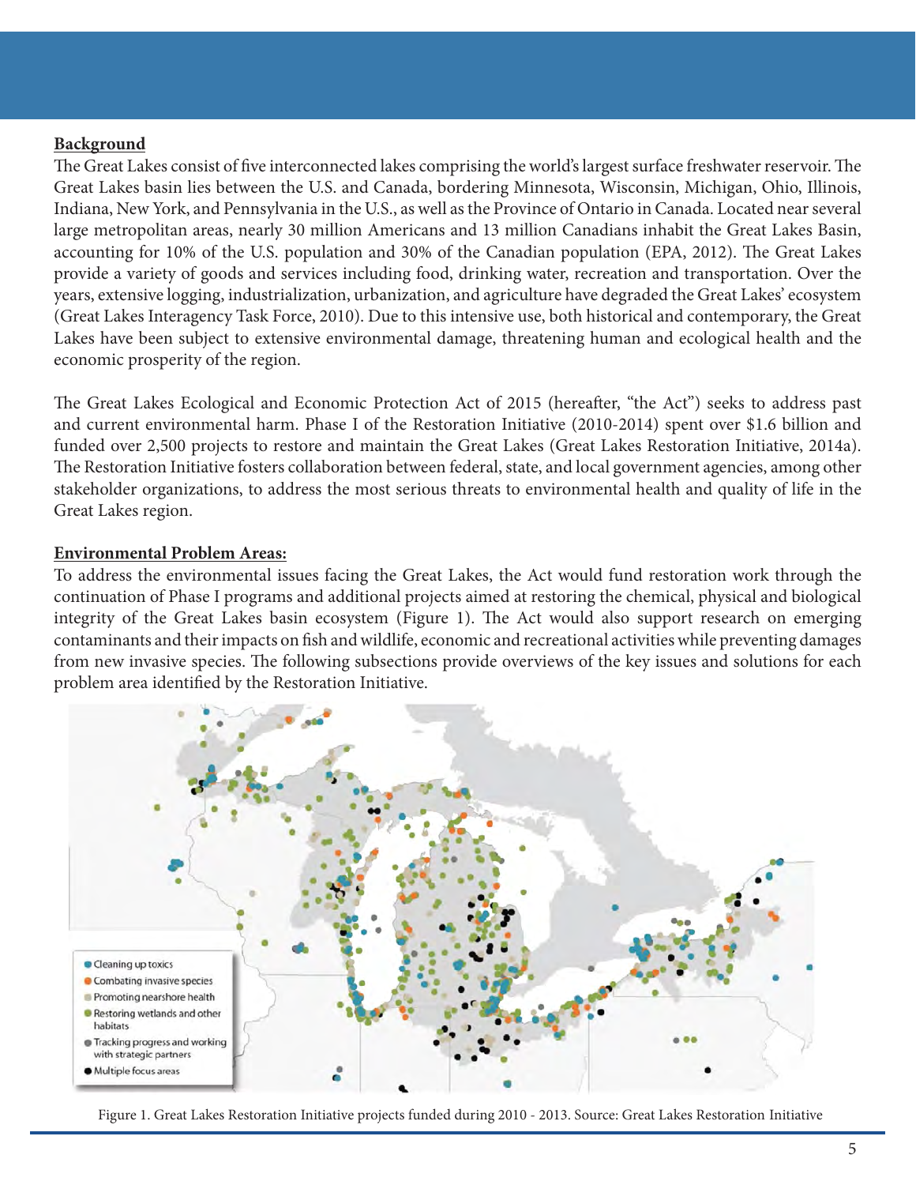**Background**

The Great Lakes consist of five interconnected lakes comprising the world's largest surface freshwater reservoir. The Great Lakes basin lies between the U.S. and Canada, bordering Minnesota, Wisconsin, Michigan, Ohio, Illinois, Indiana, New York, and Pennsylvania in the U.S., as well as the Province of Ontario in Canada. Located near several large metropolitan areas, nearly 30 million Americans and 13 million Canadians inhabit the Great Lakes Basin, accounting for 10% of the U.S. population and 30% of the Canadian population (EPA, 2012). The Great Lakes provide a variety of goods and services including food, drinking water, recreation and transportation. Over the years, extensive logging, industrialization, urbanization, and agriculture have degraded the Great Lakes' ecosystem (Great Lakes Interagency Task Force, 2010). Due to this intensive use, both historical and contemporary, the Great Lakes have been subject to extensive environmental damage, threatening human and ecological health and the economic prosperity of the region.

The Great Lakes Ecological and Economic Protection Act of 2015 (hereafter, "the Act") seeks to address past and current environmental harm. Phase I of the Restoration Initiative (2010-2014) spent over $1.6 billion and funded over 2,500 projects to restore and maintain the Great Lakes (Great Lakes Restoration Initiative, 2014a). The Restoration Initiative fosters collaboration between federal, state, and local government agencies, among other stakeholder organizations, to address the most serious threats to environmental health and quality of life in the Great Lakes region.

**Environmental Problem Areas:**

To address the environmental issues facing the Great Lakes, the Act would fund restoration work through the continuation of Phase I programs and additional projects aimed at restoring the chemical, physical and biological integrity of the Great Lakes basin ecosystem (Figure 1). The Act would also support research on emerging contaminants and their impacts on fish and wildlife, economic and recreational activities while preventing damages from new invasive species. The following subsections provide overviews of the key issues and solutions for each problem area identified by the Restoration Initiative.

- Cleaning up toxics
- Combating invasive species
- Promoting nearshore health
- Restoring wetlands and other habitats
- Tracking progress and working with strategic partners
- Multiple focus areas

Figure 1. Great Lakes Restoration Initiative projects funded during 2010 - 2013. Source: Great Lakes Restoration Initiative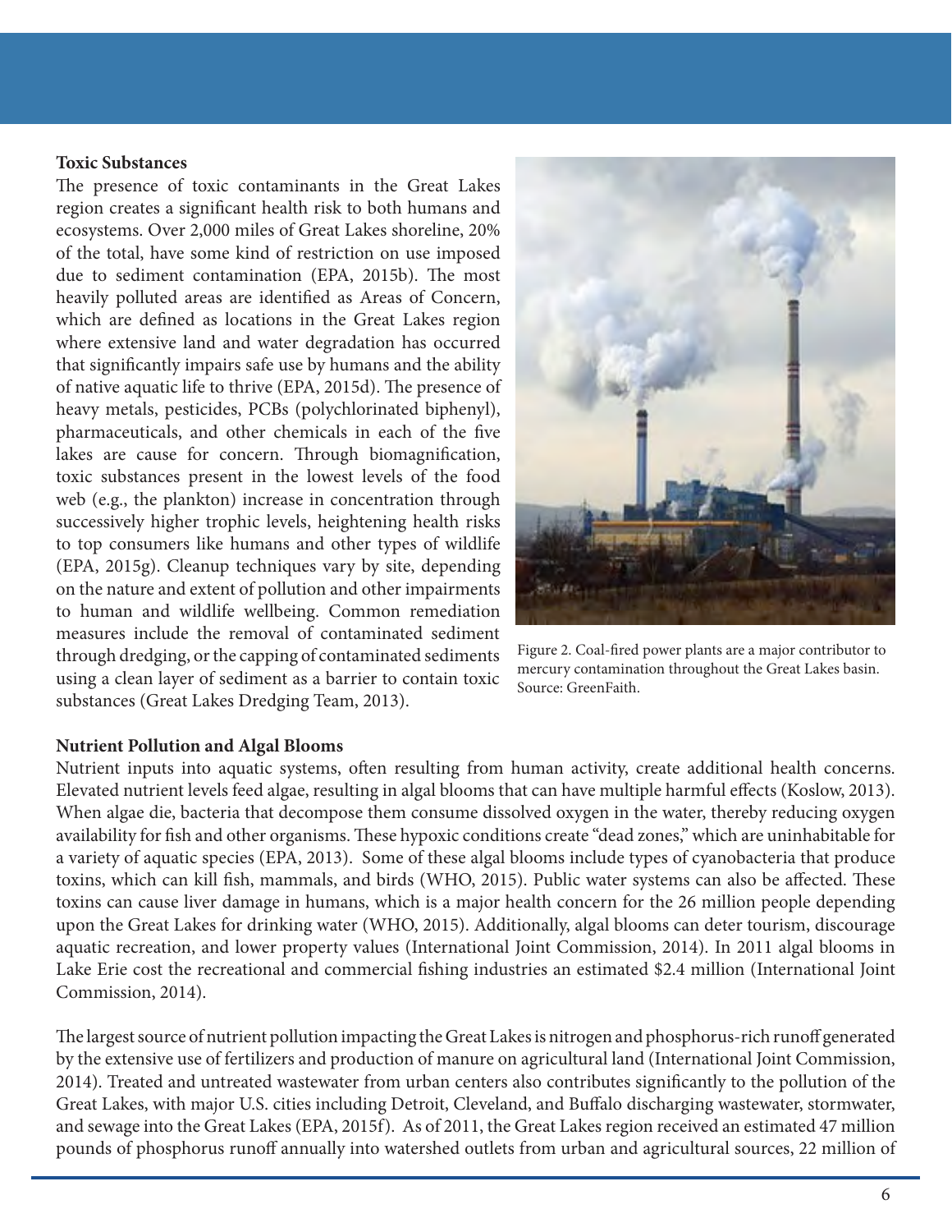**Toxic Substances**

The presence of toxic contaminants in the Great Lakes region creates a significant health risk to both humans and ecosystems. Over 2,000 miles of Great Lakes shoreline, 20% of the total, have some kind of restriction on use imposed due to sediment contamination (EPA, 2015b). The most heavily polluted areas are identified as Areas of Concern, which are defined as locations in the Great Lakes region where extensive land and water degradation has occurred that significantly impairs safe use by humans and the ability of native aquatic life to thrive (EPA, 2015d). The presence of heavy metals, pesticides, PCBs (polychlorinated biphenyl), pharmaceuticals, and other chemicals in each of the five lakes are cause for concern. Through biomagnification, toxic substances present in the lowest levels of the food web (e.g., the plankton) increase in concentration through successively higher trophic levels, heightening health risks to top consumers like humans and other types of wildlife (EPA, 2015g). Cleanup techniques vary by site, depending on the nature and extent of pollution and other impairments to human and wildlife wellbeing. Common remediation measures include the removal of contaminated sediment through dredging, or the capping of contaminated sediments using a clean layer of sediment as a barrier to contain toxic substances (Great Lakes Dredging Team, 2013).

Figure 2. Coal-fired power plants are a major contributor to mercury contamination throughout the Great Lakes basin. Source: GreenFaith.

**Nutrient Pollution and Algal Blooms**

Nutrient inputs into aquatic systems, often resulting from human activity, create additional health concerns. Elevated nutrient levels feed algae, resulting in algal blooms that can have multiple harmful effects (Koslow, 2013). When algae die, bacteria that decompose them consume dissolved oxygen in the water, thereby reducing oxygen availability for fish and other organisms. These hypoxic conditions create "dead zones," which are uninhabitable for a variety of aquatic species (EPA, 2013). Some of these algal blooms include types of cyanobacteria that produce toxins, which can kill fish, mammals, and birds (WHO, 2015). Public water systems can also be affected. These toxins can cause liver damage in humans, which is a major health concern for the 26 million people depending upon the Great Lakes for drinking water (WHO, 2015). Additionally, algal blooms can deter tourism, discourage aquatic recreation, and lower property values (International Joint Commission, 2014). In 2011 algal blooms in Lake Erie cost the recreational and commercial fishing industries an estimated $2.4 million (International Joint Commission, 2014).

The largest source of nutrient pollution impacting the Great Lakes is nitrogen and phosphorus-rich runoff generated by the extensive use of fertilizers and production of manure on agricultural land (International Joint Commission, 2014). Treated and untreated wastewater from urban centers also contributes significantly to the pollution of the Great Lakes, with major U.S. cities including Detroit, Cleveland, and Buffalo discharging wastewater, stormwater, and sewage into the Great Lakes (EPA, 2015f). As of 2011, the Great Lakes region received an estimated 47 million pounds of phosphorus runoff annually into watershed outlets from urban and agricultural sources, 22 million of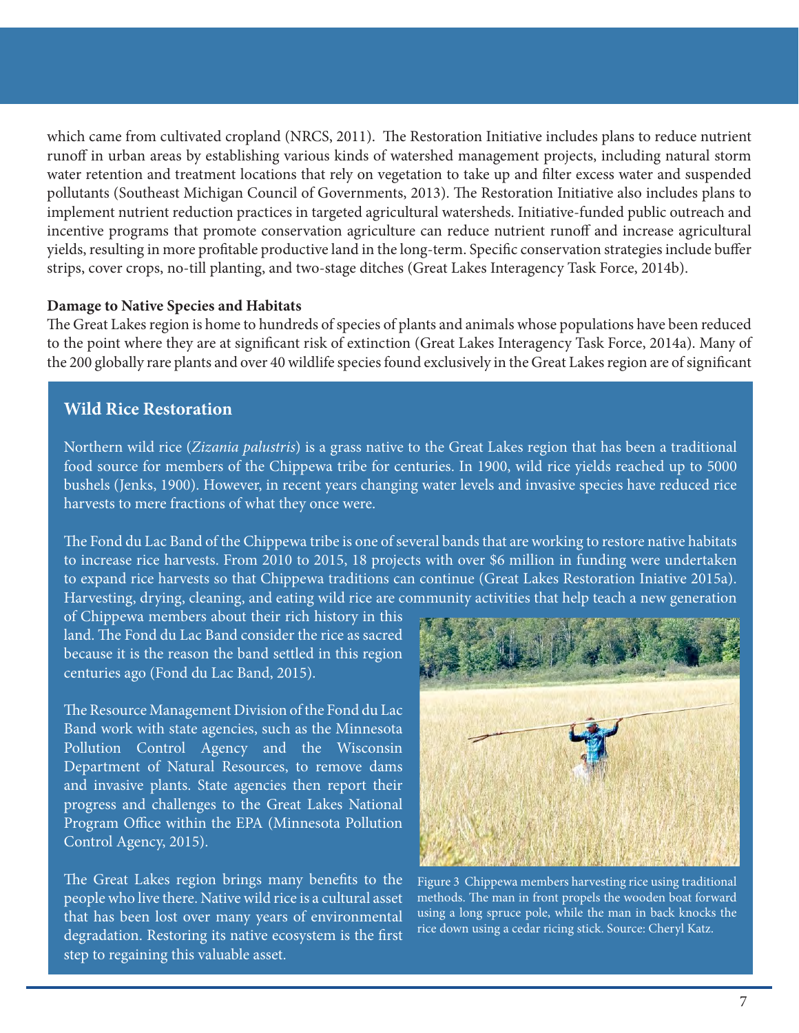which came from cultivated cropland (NRCS, 2011). The Restoration Initiative includes plans to reduce nutrient runoff in urban areas by establishing various kinds of watershed management projects, including natural storm water retention and treatment locations that rely on vegetation to take up and filter excess water and suspended pollutants (Southeast Michigan Council of Governments, 2013). The Restoration Initiative also includes plans to implement nutrient reduction practices in targeted agricultural watersheds. Initiative-funded public outreach and incentive programs that promote conservation agriculture can reduce nutrient runoff and increase agricultural yields, resulting in more profitable productive land in the long-term. Specific conservation strategies include buffer strips, cover crops, no-till planting, and two-stage ditches (Great Lakes Interagency Task Force, 2014b).

**Damage to Native Species and Habitats**

The Great Lakes region is home to hundreds of species of plants and animals whose populations have been reduced to the point where they are at significant risk of extinction (Great Lakes Interagency Task Force, 2014a). Many of the 200 globally rare plants and over 40 wildlife species found exclusively in the Great Lakes region are of significant

## Wild Rice Restoration

Northern wild rice (*Zizania palustris*) is a grass native to the Great Lakes region that has been a traditional food source for members of the Chippewa tribe for centuries. In 1900, wild rice yields reached up to 5000 bushels (Jenks, 1900). However, in recent years changing water levels and invasive species have reduced rice harvests to mere fractions of what they once were.

The Fond du Lac Band of the Chippewa tribe is one of several bands that are working to restore native habitats to increase rice harvests. From 2010 to 2015, 18 projects with over $6 million in funding were undertaken to expand rice harvests so that Chippewa traditions can continue (Great Lakes Restoration Iniative 2015a). Harvesting, drying, cleaning, and eating wild rice are community activities that help teach a new generation of Chippewa members about their rich history in this land. The Fond du Lac Band consider the rice as sacred because it is the reason the band settled in this region centuries ago (Fond du Lac Band, 2015).

The Resource Management Division of the Fond du Lac Band work with state agencies, such as the Minnesota Pollution Control Agency and the Wisconsin Department of Natural Resources, to remove dams and invasive plants. State agencies then report their progress and challenges to the Great Lakes National Program Office within the EPA (Minnesota Pollution Control Agency, 2015).

The Great Lakes region brings many benefits to the people who live there. Native wild rice is a cultural asset that has been lost over many years of environmental degradation. Restoring its native ecosystem is the first step to regaining this valuable asset.

Figure 3 Chippewa members harvesting rice using traditional methods. The man in front propels the wooden boat forward using a long spruce pole, while the man in back knocks the rice down using a cedar ricing stick. Source: Cheryl Katz.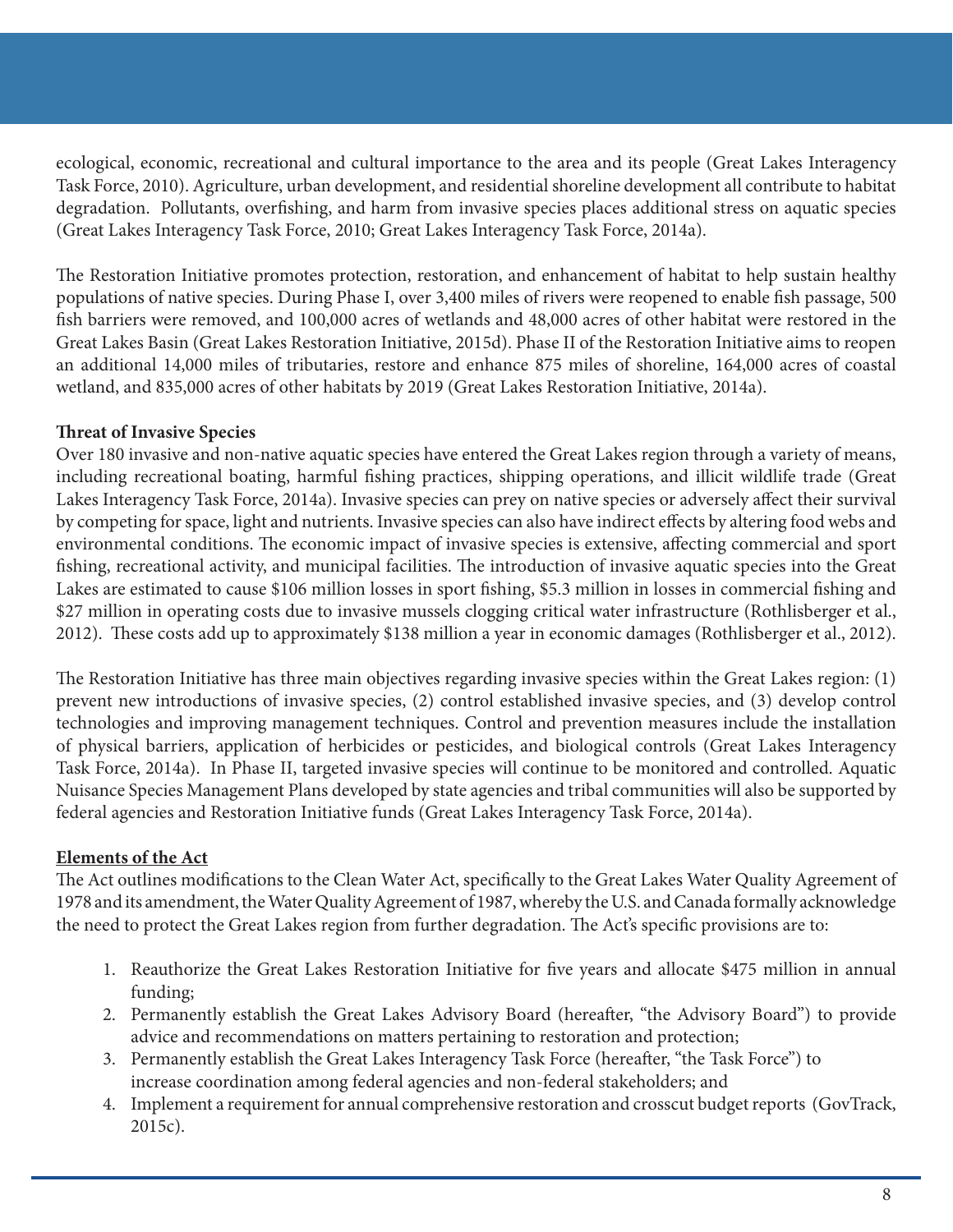ecological, economic, recreational and cultural importance to the area and its people (Great Lakes Interagency Task Force, 2010). Agriculture, urban development, and residential shoreline development all contribute to habitat degradation. Pollutants, overfishing, and harm from invasive species places additional stress on aquatic species (Great Lakes Interagency Task Force, 2010; Great Lakes Interagency Task Force, 2014a).

The Restoration Initiative promotes protection, restoration, and enhancement of habitat to help sustain healthy populations of native species. During Phase I, over 3,400 miles of rivers were reopened to enable fish passage, 500 fish barriers were removed, and 100,000 acres of wetlands and 48,000 acres of other habitat were restored in the Great Lakes Basin (Great Lakes Restoration Initiative, 2015d). Phase II of the Restoration Initiative aims to reopen an additional 14,000 miles of tributaries, restore and enhance 875 miles of shoreline, 164,000 acres of coastal wetland, and 835,000 acres of other habitats by 2019 (Great Lakes Restoration Initiative, 2014a).

**Threat of Invasive Species**

Over 180 invasive and non-native aquatic species have entered the Great Lakes region through a variety of means, including recreational boating, harmful fishing practices, shipping operations, and illicit wildlife trade (Great Lakes Interagency Task Force, 2014a). Invasive species can prey on native species or adversely affect their survival by competing for space, light and nutrients. Invasive species can also have indirect effects by altering food webs and environmental conditions. The economic impact of invasive species is extensive, affecting commercial and sport fishing, recreational activity, and municipal facilities. The introduction of invasive aquatic species into the Great Lakes are estimated to cause $106 million losses in sport fishing, $5.3 million in losses in commercial fishing and $27 million in operating costs due to invasive mussels clogging critical water infrastructure (Rothlisberger et al., 2012). These costs add up to approximately $138 million a year in economic damages (Rothlisberger et al., 2012).

The Restoration Initiative has three main objectives regarding invasive species within the Great Lakes region: (1) prevent new introductions of invasive species, (2) control established invasive species, and (3) develop control technologies and improving management techniques. Control and prevention measures include the installation of physical barriers, application of herbicides or pesticides, and biological controls (Great Lakes Interagency Task Force, 2014a). In Phase II, targeted invasive species will continue to be monitored and controlled. Aquatic Nuisance Species Management Plans developed by state agencies and tribal communities will also be supported by federal agencies and Restoration Initiative funds (Great Lakes Interagency Task Force, 2014a).

**Elements of the Act**

The Act outlines modifications to the Clean Water Act, specifically to the Great Lakes Water Quality Agreement of 1978 and its amendment, the Water Quality Agreement of 1987, whereby the U.S. and Canada formally acknowledge the need to protect the Great Lakes region from further degradation. The Act's specific provisions are to:

1. Reauthorize the Great Lakes Restoration Initiative for five years and allocate $475 million in annual funding;
2. Permanently establish the Great Lakes Advisory Board (hereafter, "the Advisory Board") to provide advice and recommendations on matters pertaining to restoration and protection;
3. Permanently establish the Great Lakes Interagency Task Force (hereafter, "the Task Force") to increase coordination among federal agencies and non-federal stakeholders; and
4. Implement a requirement for annual comprehensive restoration and crosscut budget reports (GovTrack, 2015c).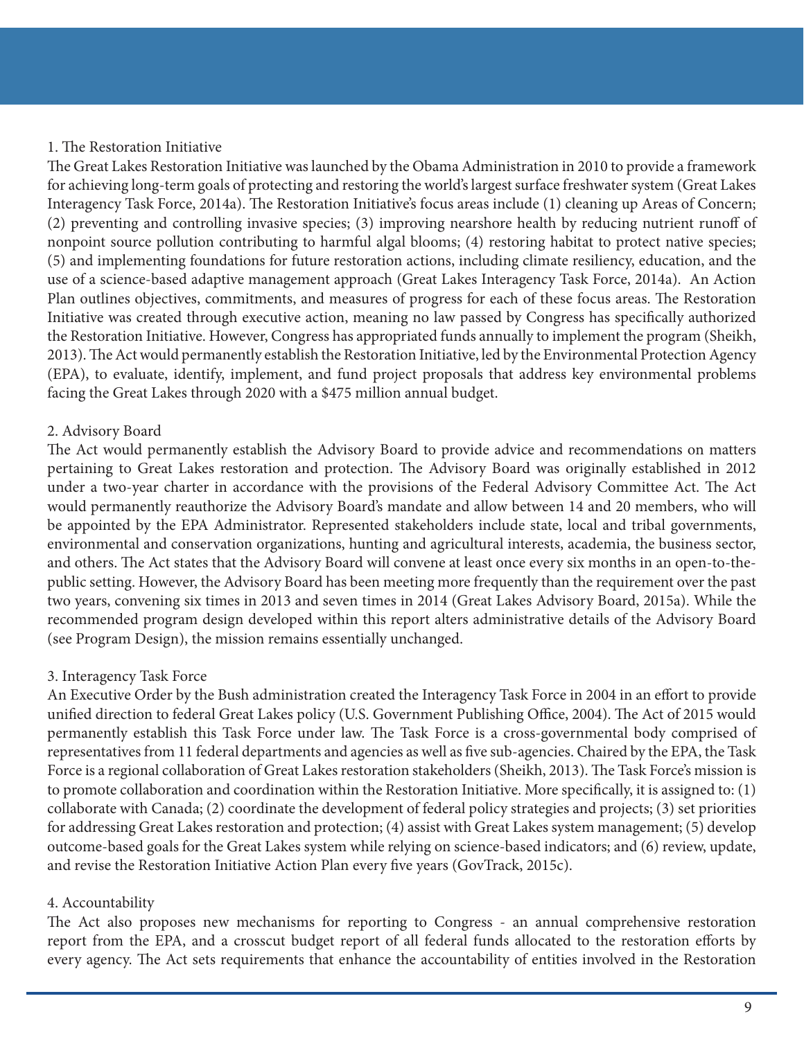### 1. The Restoration Initiative

The Great Lakes Restoration Initiative was launched by the Obama Administration in 2010 to provide a framework for achieving long-term goals of protecting and restoring the world's largest surface freshwater system (Great Lakes Interagency Task Force, 2014a). The Restoration Initiative's focus areas include (1) cleaning up Areas of Concern; (2) preventing and controlling invasive species; (3) improving nearshore health by reducing nutrient runoff of nonpoint source pollution contributing to harmful algal blooms; (4) restoring habitat to protect native species; (5) and implementing foundations for future restoration actions, including climate resiliency, education, and the use of a science-based adaptive management approach (Great Lakes Interagency Task Force, 2014a). An Action Plan outlines objectives, commitments, and measures of progress for each of these focus areas. The Restoration Initiative was created through executive action, meaning no law passed by Congress has specifically authorized the Restoration Initiative. However, Congress has appropriated funds annually to implement the program (Sheikh, 2013). The Act would permanently establish the Restoration Initiative, led by the Environmental Protection Agency (EPA), to evaluate, identify, implement, and fund project proposals that address key environmental problems facing the Great Lakes through 2020 with a $475 million annual budget.

### 2. Advisory Board

The Act would permanently establish the Advisory Board to provide advice and recommendations on matters pertaining to Great Lakes restoration and protection. The Advisory Board was originally established in 2012 under a two-year charter in accordance with the provisions of the Federal Advisory Committee Act. The Act would permanently reauthorize the Advisory Board's mandate and allow between 14 and 20 members, who will be appointed by the EPA Administrator. Represented stakeholders include state, local and tribal governments, environmental and conservation organizations, hunting and agricultural interests, academia, the business sector, and others. The Act states that the Advisory Board will convene at least once every six months in an open-to-the-public setting. However, the Advisory Board has been meeting more frequently than the requirement over the past two years, convening six times in 2013 and seven times in 2014 (Great Lakes Advisory Board, 2015a). While the recommended program design developed within this report alters administrative details of the Advisory Board (see Program Design), the mission remains essentially unchanged.

### 3. Interagency Task Force

An Executive Order by the Bush administration created the Interagency Task Force in 2004 in an effort to provide unified direction to federal Great Lakes policy (U.S. Government Publishing Office, 2004). The Act of 2015 would permanently establish this Task Force under law. The Task Force is a cross-governmental body comprised of representatives from 11 federal departments and agencies as well as five sub-agencies. Chaired by the EPA, the Task Force is a regional collaboration of Great Lakes restoration stakeholders (Sheikh, 2013). The Task Force's mission is to promote collaboration and coordination within the Restoration Initiative. More specifically, it is assigned to: (1) collaborate with Canada; (2) coordinate the development of federal policy strategies and projects; (3) set priorities for addressing Great Lakes restoration and protection; (4) assist with Great Lakes system management; (5) develop outcome-based goals for the Great Lakes system while relying on science-based indicators; and (6) review, update, and revise the Restoration Initiative Action Plan every five years (GovTrack, 2015c).

### 4. Accountability

The Act also proposes new mechanisms for reporting to Congress - an annual comprehensive restoration report from the EPA, and a crosscut budget report of all federal funds allocated to the restoration efforts by every agency. The Act sets requirements that enhance the accountability of entities involved in the Restoration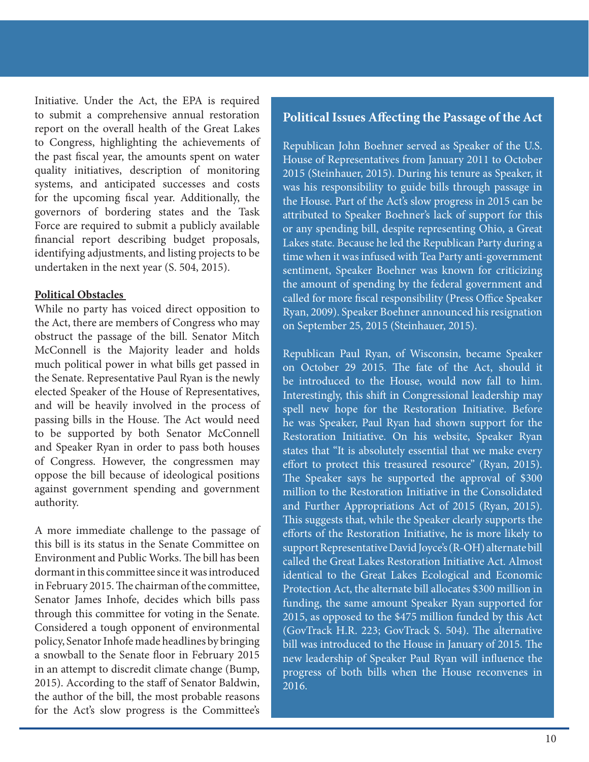Initiative. Under the Act, the EPA is required to submit a comprehensive annual restoration report on the overall health of the Great Lakes to Congress, highlighting the achievements of the past fiscal year, the amounts spent on water quality initiatives, description of monitoring systems, and anticipated successes and costs for the upcoming fiscal year. Additionally, the governors of bordering states and the Task Force are required to submit a publicly available financial report describing budget proposals, identifying adjustments, and listing projects to be undertaken in the next year (S. 504, 2015).

**Political Obstacles**

While no party has voiced direct opposition to the Act, there are members of Congress who may obstruct the passage of the bill. Senator Mitch McConnell is the Majority leader and holds much political power in what bills get passed in the Senate. Representative Paul Ryan is the newly elected Speaker of the House of Representatives, and will be heavily involved in the process of passing bills in the House. The Act would need to be supported by both Senator McConnell and Speaker Ryan in order to pass both houses of Congress. However, the congressmen may oppose the bill because of ideological positions against government spending and government authority.

A more immediate challenge to the passage of this bill is its status in the Senate Committee on Environment and Public Works. The bill has been dormant in this committee since it was introduced in February 2015. The chairman of the committee, Senator James Inhofe, decides which bills pass through this committee for voting in the Senate. Considered a tough opponent of environmental policy, Senator Inhofe made headlines by bringing a snowball to the Senate floor in February 2015 in an attempt to discredit climate change (Bump, 2015). According to the staff of Senator Baldwin, the author of the bill, the most probable reasons for the Act's slow progress is the Committee's

### Political Issues Affecting the Passage of the Act

Republican John Boehner served as Speaker of the U.S. House of Representatives from January 2011 to October 2015 (Steinhauer, 2015). During his tenure as Speaker, it was his responsibility to guide bills through passage in the House. Part of the Act's slow progress in 2015 can be attributed to Speaker Boehner's lack of support for this or any spending bill, despite representing Ohio, a Great Lakes state. Because he led the Republican Party during a time when it was infused with Tea Party anti-government sentiment, Speaker Boehner was known for criticizing the amount of spending by the federal government and called for more fiscal responsibility (Press Office Speaker Ryan, 2009). Speaker Boehner announced his resignation on September 25, 2015 (Steinhauer, 2015).

Republican Paul Ryan, of Wisconsin, became Speaker on October 29 2015. The fate of the Act, should it be introduced to the House, would now fall to him. Interestingly, this shift in Congressional leadership may spell new hope for the Restoration Initiative. Before he was Speaker, Paul Ryan had shown support for the Restoration Initiative. On his website, Speaker Ryan states that "It is absolutely essential that we make every effort to protect this treasured resource" (Ryan, 2015). The Speaker says he supported the approval of $300 million to the Restoration Initiative in the Consolidated and Further Appropriations Act of 2015 (Ryan, 2015). This suggests that, while the Speaker clearly supports the efforts of the Restoration Initiative, he is more likely to support Representative David Joyce's (R-OH) alternate bill called the Great Lakes Restoration Initiative Act. Almost identical to the Great Lakes Ecological and Economic Protection Act, the alternate bill allocates $300 million in funding, the same amount Speaker Ryan supported for 2015, as opposed to the $475 million funded by this Act (GovTrack H.R. 223; GovTrack S. 504). The alternative bill was introduced to the House in January of 2015. The new leadership of Speaker Paul Ryan will influence the progress of both bills when the House reconvenes in 2016.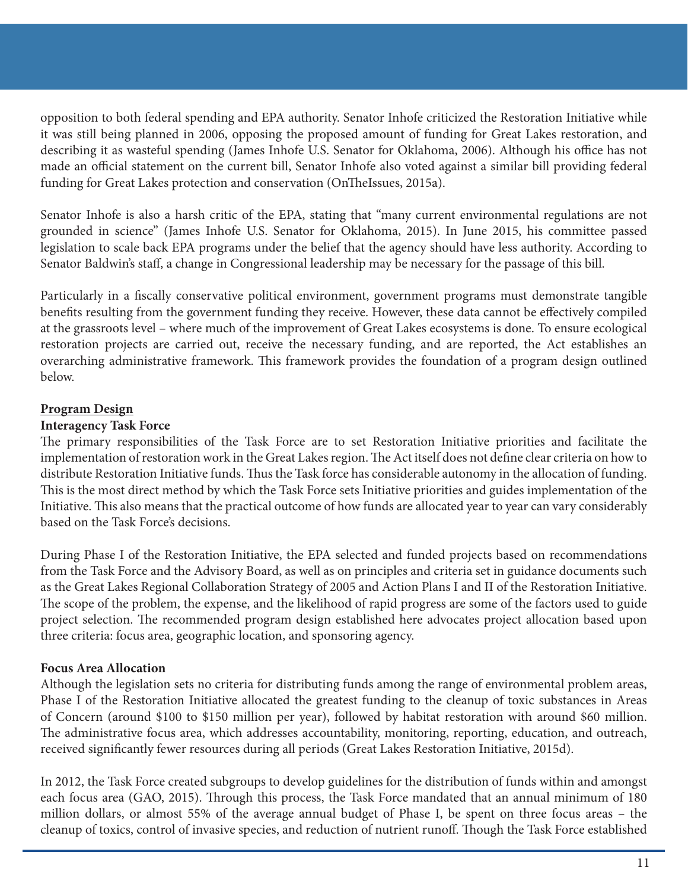opposition to both federal spending and EPA authority. Senator Inhofe criticized the Restoration Initiative while it was still being planned in 2006, opposing the proposed amount of funding for Great Lakes restoration, and describing it as wasteful spending (James Inhofe U.S. Senator for Oklahoma, 2006). Although his office has not made an official statement on the current bill, Senator Inhofe also voted against a similar bill providing federal funding for Great Lakes protection and conservation (OnTheIssues, 2015a).

Senator Inhofe is also a harsh critic of the EPA, stating that "many current environmental regulations are not grounded in science" (James Inhofe U.S. Senator for Oklahoma, 2015). In June 2015, his committee passed legislation to scale back EPA programs under the belief that the agency should have less authority. According to Senator Baldwin's staff, a change in Congressional leadership may be necessary for the passage of this bill.

Particularly in a fiscally conservative political environment, government programs must demonstrate tangible benefits resulting from the government funding they receive. However, these data cannot be effectively compiled at the grassroots level – where much of the improvement of Great Lakes ecosystems is done. To ensure ecological restoration projects are carried out, receive the necessary funding, and are reported, the Act establishes an overarching administrative framework. This framework provides the foundation of a program design outlined below.

## Program Design

### Interagency Task Force

The primary responsibilities of the Task Force are to set Restoration Initiative priorities and facilitate the implementation of restoration work in the Great Lakes region. The Act itself does not define clear criteria on how to distribute Restoration Initiative funds. Thus the Task force has considerable autonomy in the allocation of funding. This is the most direct method by which the Task Force sets Initiative priorities and guides implementation of the Initiative. This also means that the practical outcome of how funds are allocated year to year can vary considerably based on the Task Force's decisions.

During Phase I of the Restoration Initiative, the EPA selected and funded projects based on recommendations from the Task Force and the Advisory Board, as well as on principles and criteria set in guidance documents such as the Great Lakes Regional Collaboration Strategy of 2005 and Action Plans I and II of the Restoration Initiative. The scope of the problem, the expense, and the likelihood of rapid progress are some of the factors used to guide project selection. The recommended program design established here advocates project allocation based upon three criteria: focus area, geographic location, and sponsoring agency.

### Focus Area Allocation

Although the legislation sets no criteria for distributing funds among the range of environmental problem areas, Phase I of the Restoration Initiative allocated the greatest funding to the cleanup of toxic substances in Areas of Concern (around $100 to $150 million per year), followed by habitat restoration with around $60 million. The administrative focus area, which addresses accountability, monitoring, reporting, education, and outreach, received significantly fewer resources during all periods (Great Lakes Restoration Initiative, 2015d).

In 2012, the Task Force created subgroups to develop guidelines for the distribution of funds within and amongst each focus area (GAO, 2015). Through this process, the Task Force mandated that an annual minimum of 180 million dollars, or almost 55% of the average annual budget of Phase I, be spent on three focus areas – the cleanup of toxics, control of invasive species, and reduction of nutrient runoff. Though the Task Force established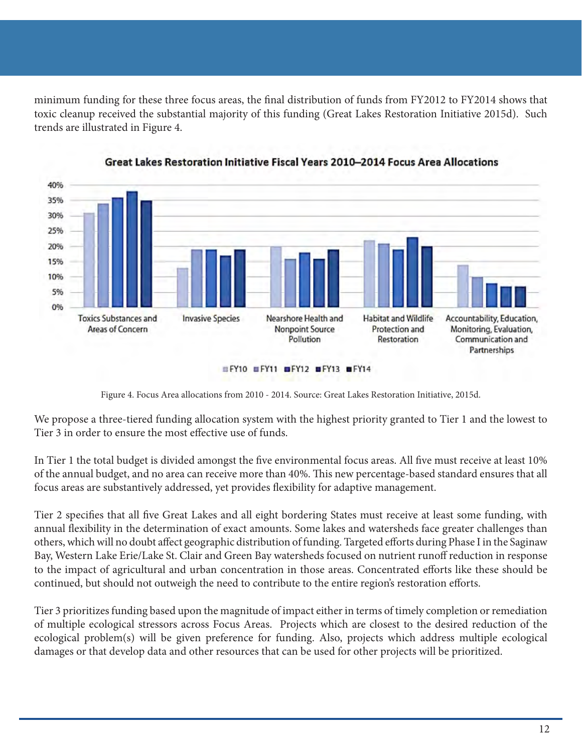minimum funding for these three focus areas, the final distribution of funds from FY2012 to FY2014 shows that toxic cleanup received the substantial majority of this funding (Great Lakes Restoration Initiative 2015d). Such trends are illustrated in Figure 4.

Figure 4. Focus Area allocations from 2010 - 2014. Source: Great Lakes Restoration Initiative, 2015d.

We propose a three-tiered funding allocation system with the highest priority granted to Tier 1 and the lowest to Tier 3 in order to ensure the most effective use of funds.

In Tier 1 the total budget is divided amongst the five environmental focus areas. All five must receive at least 10% of the annual budget, and no area can receive more than 40%. This new percentage-based standard ensures that all focus areas are substantively addressed, yet provides flexibility for adaptive management.

Tier 2 specifies that all five Great Lakes and all eight bordering States must receive at least some funding, with annual flexibility in the determination of exact amounts. Some lakes and watersheds face greater challenges than others, which will no doubt affect geographic distribution of funding. Targeted efforts during Phase I in the Saginaw Bay, Western Lake Erie/Lake St. Clair and Green Bay watersheds focused on nutrient runoff reduction in response to the impact of agricultural and urban concentration in those areas. Concentrated efforts like these should be continued, but should not outweigh the need to contribute to the entire region's restoration efforts.

Tier 3 prioritizes funding based upon the magnitude of impact either in terms of timely completion or remediation of multiple ecological stressors across Focus Areas. Projects which are closest to the desired reduction of the ecological problem(s) will be given preference for funding. Also, projects which address multiple ecological damages or that develop data and other resources that can be used for other projects will be prioritized.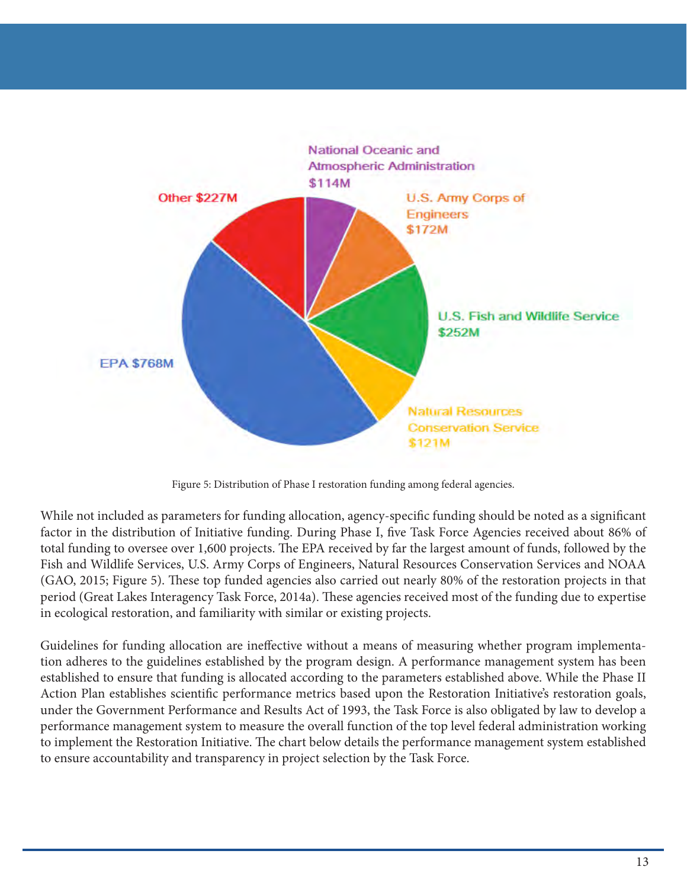National Oceanic and Atmospheric Administration $114M

U.S. Army Corps of Engineers $172M

U.S. Fish and Wildlife Service $252M

Natural Resources Conservation Service $121M

EPA $768M

Other $227M

Figure 5: Distribution of Phase I restoration funding among federal agencies.

While not included as parameters for funding allocation, agency-specific funding should be noted as a significant factor in the distribution of Initiative funding. During Phase I, five Task Force Agencies received about 86% of total funding to oversee over 1,600 projects. The EPA received by far the largest amount of funds, followed by the Fish and Wildlife Services, U.S. Army Corps of Engineers, Natural Resources Conservation Services and NOAA (GAO, 2015; Figure 5). These top funded agencies also carried out nearly 80% of the restoration projects in that period (Great Lakes Interagency Task Force, 2014a). These agencies received most of the funding due to expertise in ecological restoration, and familiarity with similar or existing projects.

Guidelines for funding allocation are ineffective without a means of measuring whether program implementation adheres to the guidelines established by the program design. A performance management system has been established to ensure that funding is allocated according to the parameters established above. While the Phase II Action Plan establishes scientific performance metrics based upon the Restoration Initiative's restoration goals, under the Government Performance and Results Act of 1993, the Task Force is also obligated by law to develop a performance management system to measure the overall function of the top level federal administration working to implement the Restoration Initiative. The chart below details the performance management system established to ensure accountability and transparency in project selection by the Task Force.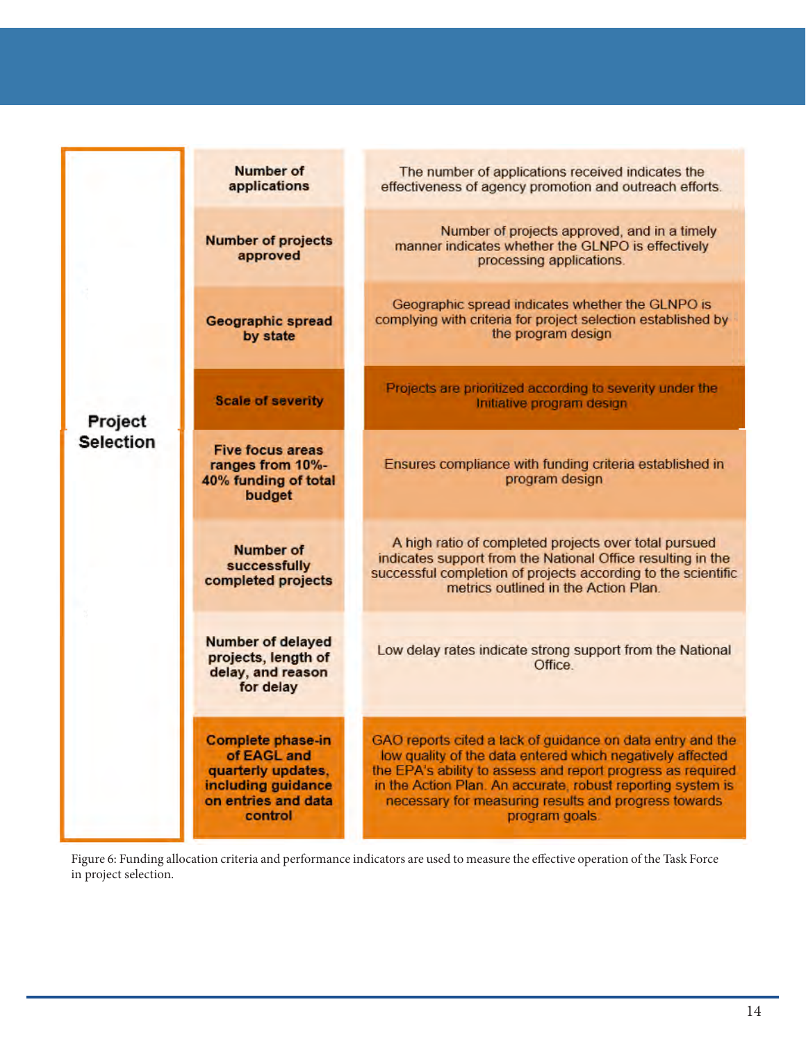| Project Selection | Indicator | Description |
|---|---|---|
| Project Selection | Number of applications | The number of applications received indicates the effectiveness of agency promotion and outreach efforts. |
| | Number of projects approved | Number of projects approved, and in a timely manner indicates whether the GLNPO is effectively processing applications. |
| | Geographic spread by state | Geographic spread indicates whether the GLNPO is complying with criteria for project selection established by the program design |
| | Scale of severity | Projects are prioritized according to severity under the Initiative program design |
| | Five focus areas ranges from 10%-40% funding of total budget | Ensures compliance with funding criteria established in program design |
| | Number of successfully completed projects | A high ratio of completed projects over total pursued indicates support from the National Office resulting in the successful completion of projects according to the scientific metrics outlined in the Action Plan. |
| | Number of delayed projects, length of delay, and reason for delay | Low delay rates indicate strong support from the National Office. |
| | Complete phase-in of EAGL and quarterly updates, including guidance on entries and data control | GAO reports cited a lack of guidance on data entry and the low quality of the data entered which negatively affected the EPA's ability to assess and report progress as required in the Action Plan. An accurate, robust reporting system is necessary for measuring results and progress towards program goals. |

Figure 6: Funding allocation criteria and performance indicators are used to measure the effective operation of the Task Force in project selection.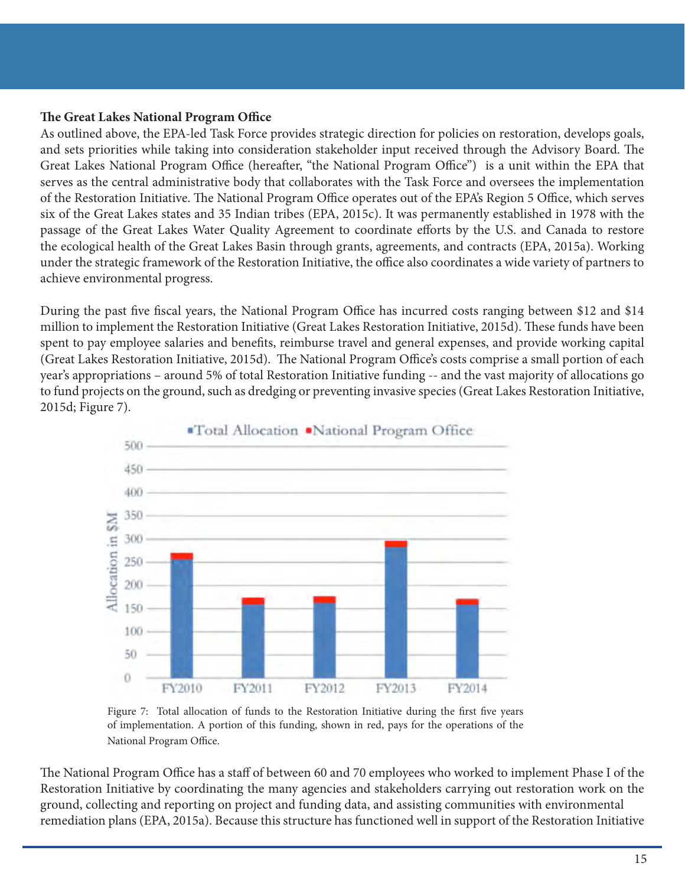**The Great Lakes National Program Office**

As outlined above, the EPA-led Task Force provides strategic direction for policies on restoration, develops goals, and sets priorities while taking into consideration stakeholder input received through the Advisory Board. The Great Lakes National Program Office (hereafter, "the National Program Office") is a unit within the EPA that serves as the central administrative body that collaborates with the Task Force and oversees the implementation of the Restoration Initiative. The National Program Office operates out of the EPA's Region 5 Office, which serves six of the Great Lakes states and 35 Indian tribes (EPA, 2015c). It was permanently established in 1978 with the passage of the Great Lakes Water Quality Agreement to coordinate efforts by the U.S. and Canada to restore the ecological health of the Great Lakes Basin through grants, agreements, and contracts (EPA, 2015a). Working under the strategic framework of the Restoration Initiative, the office also coordinates a wide variety of partners to achieve environmental progress.

During the past five fiscal years, the National Program Office has incurred costs ranging between $12 and $14 million to implement the Restoration Initiative (Great Lakes Restoration Initiative, 2015d). These funds have been spent to pay employee salaries and benefits, reimburse travel and general expenses, and provide working capital (Great Lakes Restoration Initiative, 2015d). The National Program Office's costs comprise a small portion of each year's appropriations – around 5% of total Restoration Initiative funding -- and the vast majority of allocations go to fund projects on the ground, such as dredging or preventing invasive species (Great Lakes Restoration Initiative, 2015d; Figure 7).

Figure 7: Total allocation of funds to the Restoration Initiative during the first five years of implementation. A portion of this funding, shown in red, pays for the operations of the National Program Office.

The National Program Office has a staff of between 60 and 70 employees who worked to implement Phase I of the Restoration Initiative by coordinating the many agencies and stakeholders carrying out restoration work on the ground, collecting and reporting on project and funding data, and assisting communities with environmental remediation plans (EPA, 2015a). Because this structure has functioned well in support of the Restoration Initiative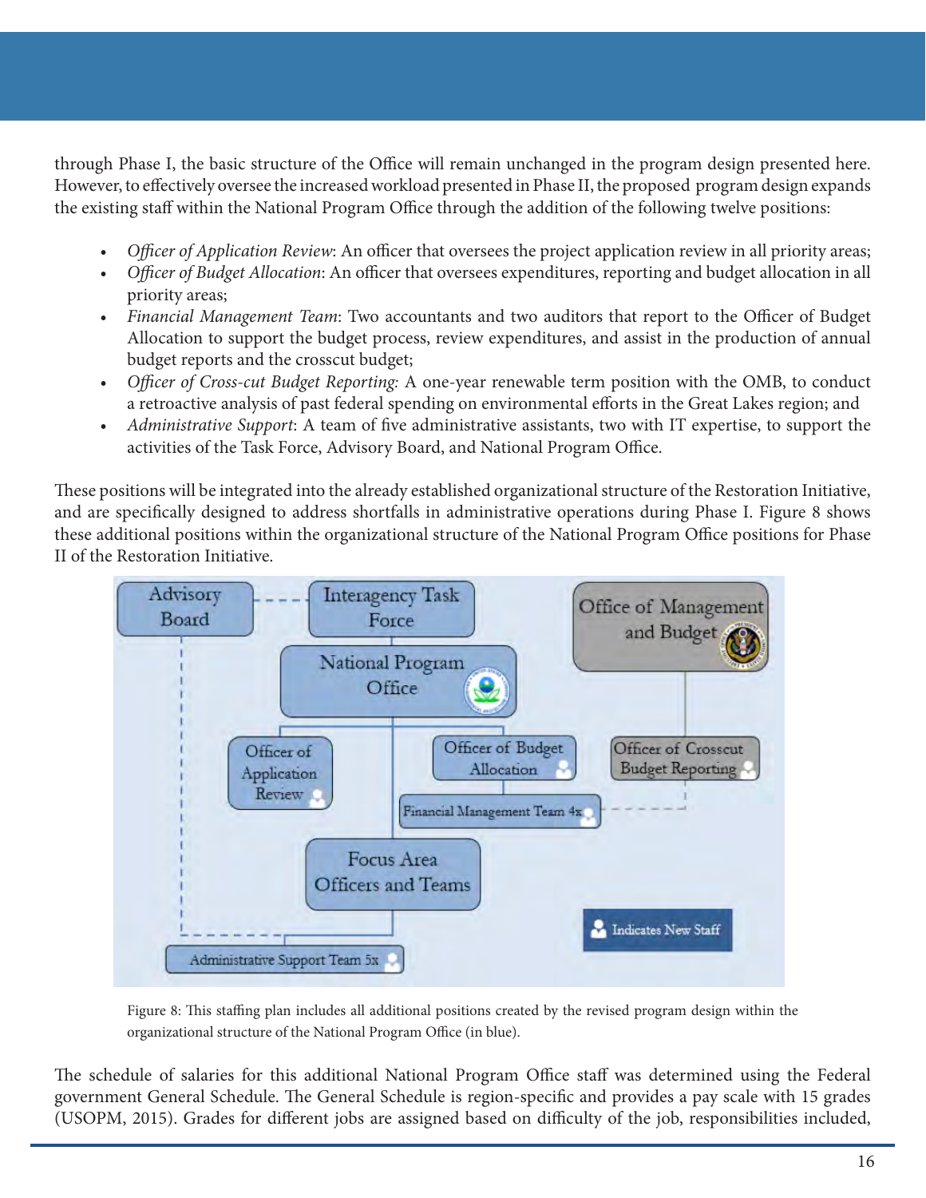through Phase I, the basic structure of the Office will remain unchanged in the program design presented here. However, to effectively oversee the increased workload presented in Phase II, the proposed program design expands the existing staff within the National Program Office through the addition of the following twelve positions:

- *Officer of Application Review*: An officer that oversees the project application review in all priority areas;
- *Officer of Budget Allocation*: An officer that oversees expenditures, reporting and budget allocation in all priority areas;
- *Financial Management Team*: Two accountants and two auditors that report to the Officer of Budget Allocation to support the budget process, review expenditures, and assist in the production of annual budget reports and the crosscut budget;
- *Officer of Cross-cut Budget Reporting:* A one-year renewable term position with the OMB, to conduct a retroactive analysis of past federal spending on environmental efforts in the Great Lakes region; and
- *Administrative Support*: A team of five administrative assistants, two with IT expertise, to support the activities of the Task Force, Advisory Board, and National Program Office.

These positions will be integrated into the already established organizational structure of the Restoration Initiative, and are specifically designed to address shortfalls in administrative operations during Phase I. Figure 8 shows these additional positions within the organizational structure of the National Program Office positions for Phase II of the Restoration Initiative.

Figure 8: This staffing plan includes all additional positions created by the revised program design within the organizational structure of the National Program Office (in blue).

The schedule of salaries for this additional National Program Office staff was determined using the Federal government General Schedule. The General Schedule is region-specific and provides a pay scale with 15 grades (USOPM, 2015). Grades for different jobs are assigned based on difficulty of the job, responsibilities included,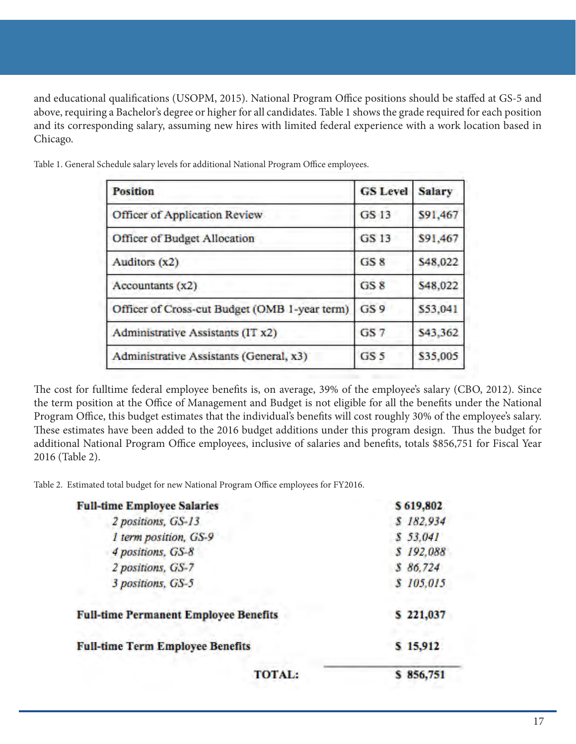and educational qualifications (USOPM, 2015). National Program Office positions should be staffed at GS-5 and above, requiring a Bachelor's degree or higher for all candidates. Table 1 shows the grade required for each position and its corresponding salary, assuming new hires with limited federal experience with a work location based in Chicago.

Table 1. General Schedule salary levels for additional National Program Office employees.

| Position | GS Level | Salary |
|---|---|---|
| Officer of Application Review | GS 13 | $91,467 |
| Officer of Budget Allocation | GS 13 | $91,467 |
| Auditors (x2) | GS 8 | $48,022 |
| Accountants (x2) | GS 8 | $48,022 |
| Officer of Cross-cut Budget (OMB 1-year term) | GS 9 | $53,041 |
| Administrative Assistants (IT x2) | GS 7 | $43,362 |
| Administrative Assistants (General, x3) | GS 5 | $35,005 |

The cost for fulltime federal employee benefits is, on average, 39% of the employee's salary (CBO, 2012). Since the term position at the Office of Management and Budget is not eligible for all the benefits under the National Program Office, this budget estimates that the individual's benefits will cost roughly 30% of the employee's salary. These estimates have been added to the 2016 budget additions under this program design. Thus the budget for additional National Program Office employees, inclusive of salaries and benefits, totals $856,751 for Fiscal Year 2016 (Table 2).

Table 2. Estimated total budget for new National Program Office employees for FY2016.

| | |
|---|---|
| **Full-time Employee Salaries** | **$ 619,802** |
| *2 positions, GS-13* | *$ 182,934* |
| *1 term position, GS-9* | *$ 53,041* |
| *4 positions, GS-8* | *$ 192,088* |
| *2 positions, GS-7* | *$ 86,724* |
| *3 positions, GS-5* | *$ 105,015* |
| **Full-time Permanent Employee Benefits** | **$ 221,037** |
| **Full-time Term Employee Benefits** | **$ 15,912** |
| **TOTAL:** | **$ 856,751** |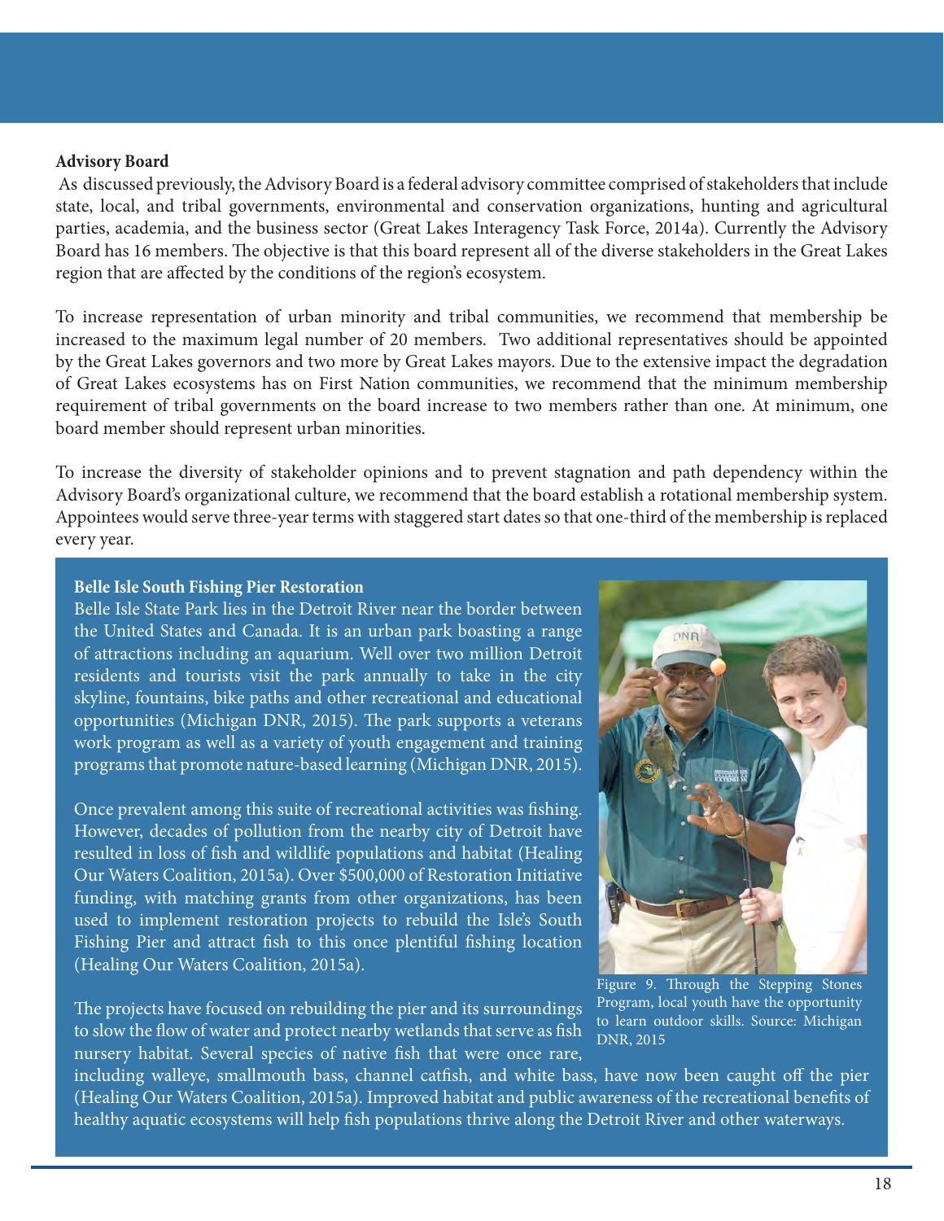### Advisory Board

As discussed previously, the Advisory Board is a federal advisory committee comprised of stakeholders that include state, local, and tribal governments, environmental and conservation organizations, hunting and agricultural parties, academia, and the business sector (Great Lakes Interagency Task Force, 2014a). Currently the Advisory Board has 16 members. The objective is that this board represent all of the diverse stakeholders in the Great Lakes region that are affected by the conditions of the region's ecosystem.

To increase representation of urban minority and tribal communities, we recommend that membership be increased to the maximum legal number of 20 members. Two additional representatives should be appointed by the Great Lakes governors and two more by Great Lakes mayors. Due to the extensive impact the degradation of Great Lakes ecosystems has on First Nation communities, we recommend that the minimum membership requirement of tribal governments on the board increase to two members rather than one. At minimum, one board member should represent urban minorities.

To increase the diversity of stakeholder opinions and to prevent stagnation and path dependency within the Advisory Board's organizational culture, we recommend that the board establish a rotational membership system. Appointees would serve three-year terms with staggered start dates so that one-third of the membership is replaced every year.

**Belle Isle South Fishing Pier Restoration**

Belle Isle State Park lies in the Detroit River near the border between the United States and Canada. It is an urban park boasting a range of attractions including an aquarium. Well over two million Detroit residents and tourists visit the park annually to take in the city skyline, fountains, bike paths and other recreational and educational opportunities (Michigan DNR, 2015). The park supports a veterans work program as well as a variety of youth engagement and training programs that promote nature-based learning (Michigan DNR, 2015).

Once prevalent among this suite of recreational activities was fishing. However, decades of pollution from the nearby city of Detroit have resulted in loss of fish and wildlife populations and habitat (Healing Our Waters Coalition, 2015a). Over $500,000 of Restoration Initiative funding, with matching grants from other organizations, has been used to implement restoration projects to rebuild the Isle's South Fishing Pier and attract fish to this once plentiful fishing location (Healing Our Waters Coalition, 2015a).

Figure 9. Through the Stepping Stones Program, local youth have the opportunity to learn outdoor skills. Source: Michigan DNR, 2015

The projects have focused on rebuilding the pier and its surroundings to slow the flow of water and protect nearby wetlands that serve as fish nursery habitat. Several species of native fish that were once rare, including walleye, smallmouth bass, channel catfish, and white bass, have now been caught off the pier (Healing Our Waters Coalition, 2015a). Improved habitat and public awareness of the recreational benefits of healthy aquatic ecosystems will help fish populations thrive along the Detroit River and other waterways.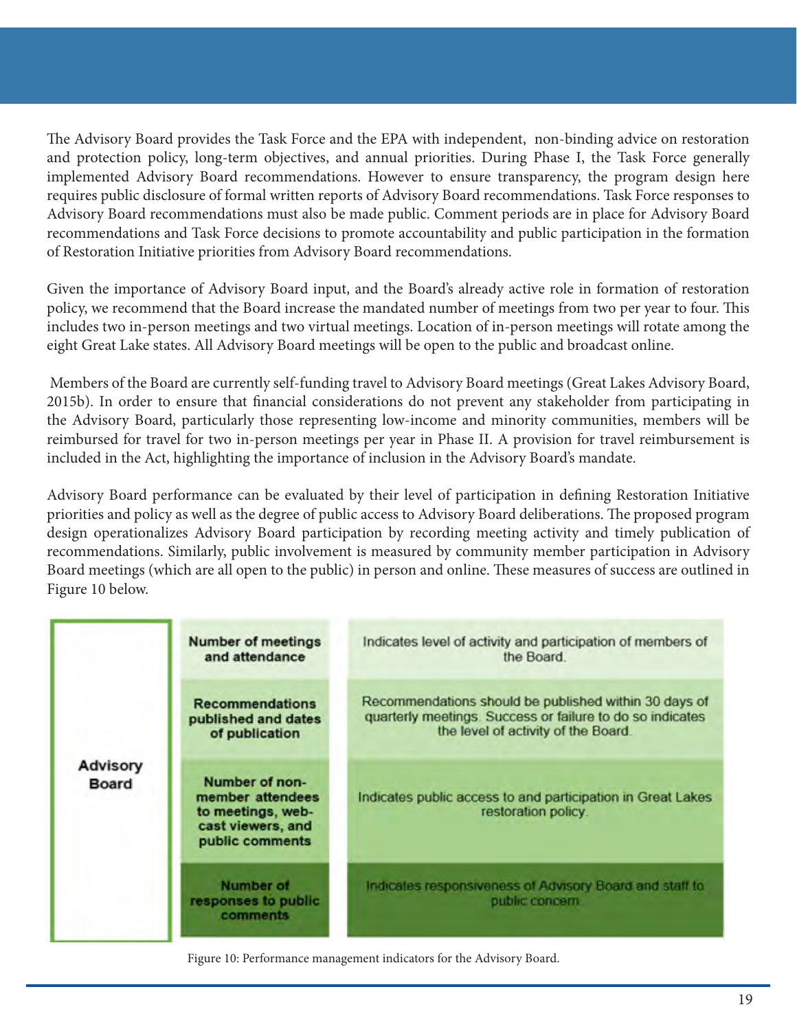The Advisory Board provides the Task Force and the EPA with independent, non-binding advice on restoration and protection policy, long-term objectives, and annual priorities. During Phase I, the Task Force generally implemented Advisory Board recommendations. However to ensure transparency, the program design here requires public disclosure of formal written reports of Advisory Board recommendations. Task Force responses to Advisory Board recommendations must also be made public. Comment periods are in place for Advisory Board recommendations and Task Force decisions to promote accountability and public participation in the formation of Restoration Initiative priorities from Advisory Board recommendations.

Given the importance of Advisory Board input, and the Board's already active role in formation of restoration policy, we recommend that the Board increase the mandated number of meetings from two per year to four. This includes two in-person meetings and two virtual meetings. Location of in-person meetings will rotate among the eight Great Lake states. All Advisory Board meetings will be open to the public and broadcast online.

Members of the Board are currently self-funding travel to Advisory Board meetings (Great Lakes Advisory Board, 2015b). In order to ensure that financial considerations do not prevent any stakeholder from participating in the Advisory Board, particularly those representing low-income and minority communities, members will be reimbursed for travel for two in-person meetings per year in Phase II. A provision for travel reimbursement is included in the Act, highlighting the importance of inclusion in the Advisory Board's mandate.

Advisory Board performance can be evaluated by their level of participation in defining Restoration Initiative priorities and policy as well as the degree of public access to Advisory Board deliberations. The proposed program design operationalizes Advisory Board participation by recording meeting activity and timely publication of recommendations. Similarly, public involvement is measured by community member participation in Advisory Board meetings (which are all open to the public) in person and online. These measures of success are outlined in Figure 10 below.

| | Indicator | Description |
|---|---|---|
| Advisory Board | Number of meetings and attendance | Indicates level of activity and participation of members of the Board. |
| | Recommendations published and dates of publication | Recommendations should be published within 30 days of quarterly meetings. Success or failure to do so indicates the level of activity of the Board. |
| | Number of non-member attendees to meetings, web-cast viewers, and public comments | Indicates public access to and participation in Great Lakes restoration policy. |
| | Number of responses to public comments | Indicates responsiveness of Advisory Board and staff to public concern. |

Figure 10: Performance management indicators for the Advisory Board.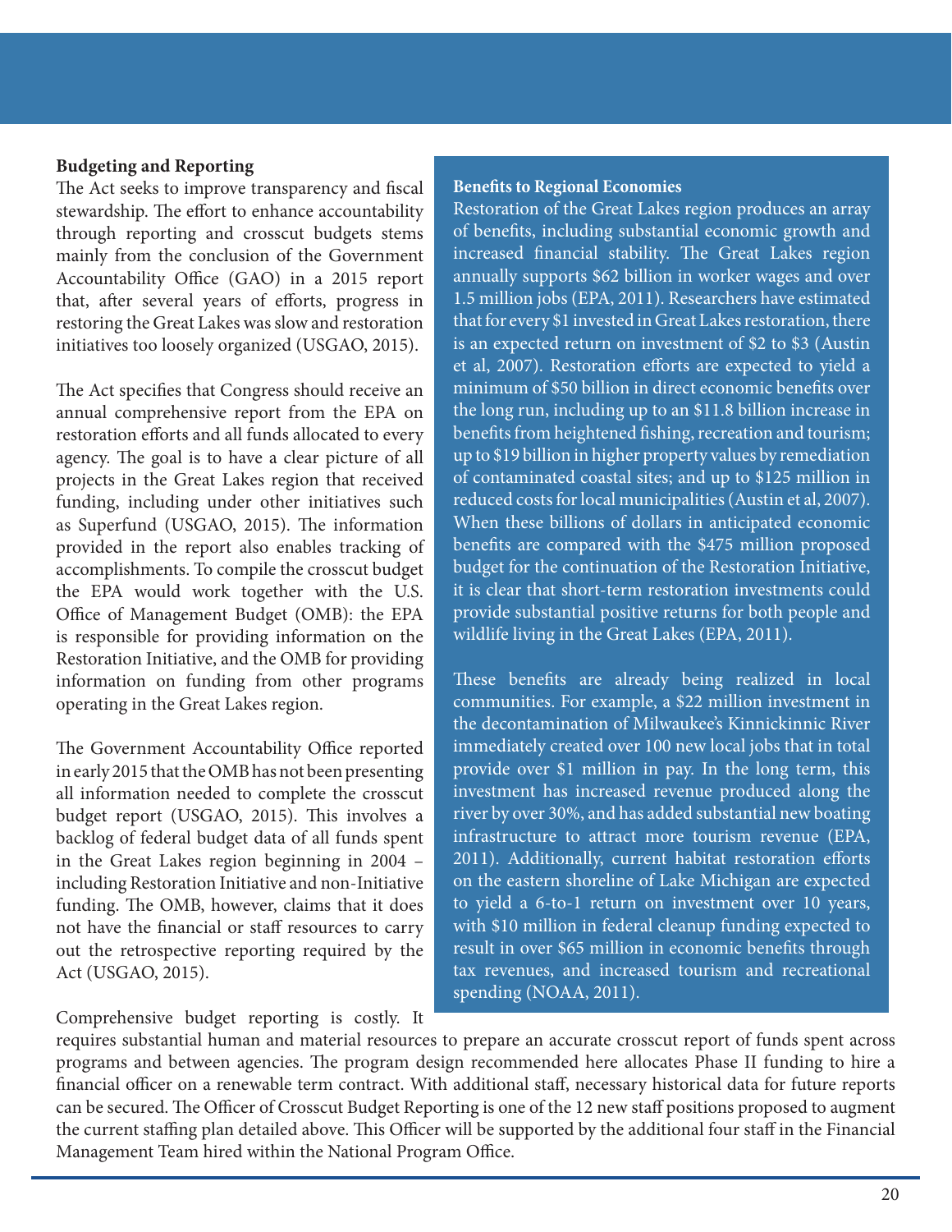### Budgeting and Reporting

The Act seeks to improve transparency and fiscal stewardship. The effort to enhance accountability through reporting and crosscut budgets stems mainly from the conclusion of the Government Accountability Office (GAO) in a 2015 report that, after several years of efforts, progress in restoring the Great Lakes was slow and restoration initiatives too loosely organized (USGAO, 2015).

The Act specifies that Congress should receive an annual comprehensive report from the EPA on restoration efforts and all funds allocated to every agency. The goal is to have a clear picture of all projects in the Great Lakes region that received funding, including under other initiatives such as Superfund (USGAO, 2015). The information provided in the report also enables tracking of accomplishments. To compile the crosscut budget the EPA would work together with the U.S. Office of Management Budget (OMB): the EPA is responsible for providing information on the Restoration Initiative, and the OMB for providing information on funding from other programs operating in the Great Lakes region.

The Government Accountability Office reported in early 2015 that the OMB has not been presenting all information needed to complete the crosscut budget report (USGAO, 2015). This involves a backlog of federal budget data of all funds spent in the Great Lakes region beginning in 2004 – including Restoration Initiative and non-Initiative funding. The OMB, however, claims that it does not have the financial or staff resources to carry out the retrospective reporting required by the Act (USGAO, 2015).

Comprehensive budget reporting is costly. It requires substantial human and material resources to prepare an accurate crosscut report of funds spent across programs and between agencies. The program design recommended here allocates Phase II funding to hire a financial officer on a renewable term contract. With additional staff, necessary historical data for future reports can be secured. The Officer of Crosscut Budget Reporting is one of the 12 new staff positions proposed to augment the current staffing plan detailed above. This Officer will be supported by the additional four staff in the Financial Management Team hired within the National Program Office.

### Benefits to Regional Economies

Restoration of the Great Lakes region produces an array of benefits, including substantial economic growth and increased financial stability. The Great Lakes region annually supports $62 billion in worker wages and over 1.5 million jobs (EPA, 2011). Researchers have estimated that for every $1 invested in Great Lakes restoration, there is an expected return on investment of $2 to $3 (Austin et al, 2007). Restoration efforts are expected to yield a minimum of $50 billion in direct economic benefits over the long run, including up to an $11.8 billion increase in benefits from heightened fishing, recreation and tourism; up to $19 billion in higher property values by remediation of contaminated coastal sites; and up to $125 million in reduced costs for local municipalities (Austin et al, 2007). When these billions of dollars in anticipated economic benefits are compared with the $475 million proposed budget for the continuation of the Restoration Initiative, it is clear that short-term restoration investments could provide substantial positive returns for both people and wildlife living in the Great Lakes (EPA, 2011).

These benefits are already being realized in local communities. For example, a $22 million investment in the decontamination of Milwaukee's Kinnickinnic River immediately created over 100 new local jobs that in total provide over $1 million in pay. In the long term, this investment has increased revenue produced along the river by over 30%, and has added substantial new boating infrastructure to attract more tourism revenue (EPA, 2011). Additionally, current habitat restoration efforts on the eastern shoreline of Lake Michigan are expected to yield a 6-to-1 return on investment over 10 years, with $10 million in federal cleanup funding expected to result in over $65 million in economic benefits through tax revenues, and increased tourism and recreational spending (NOAA, 2011).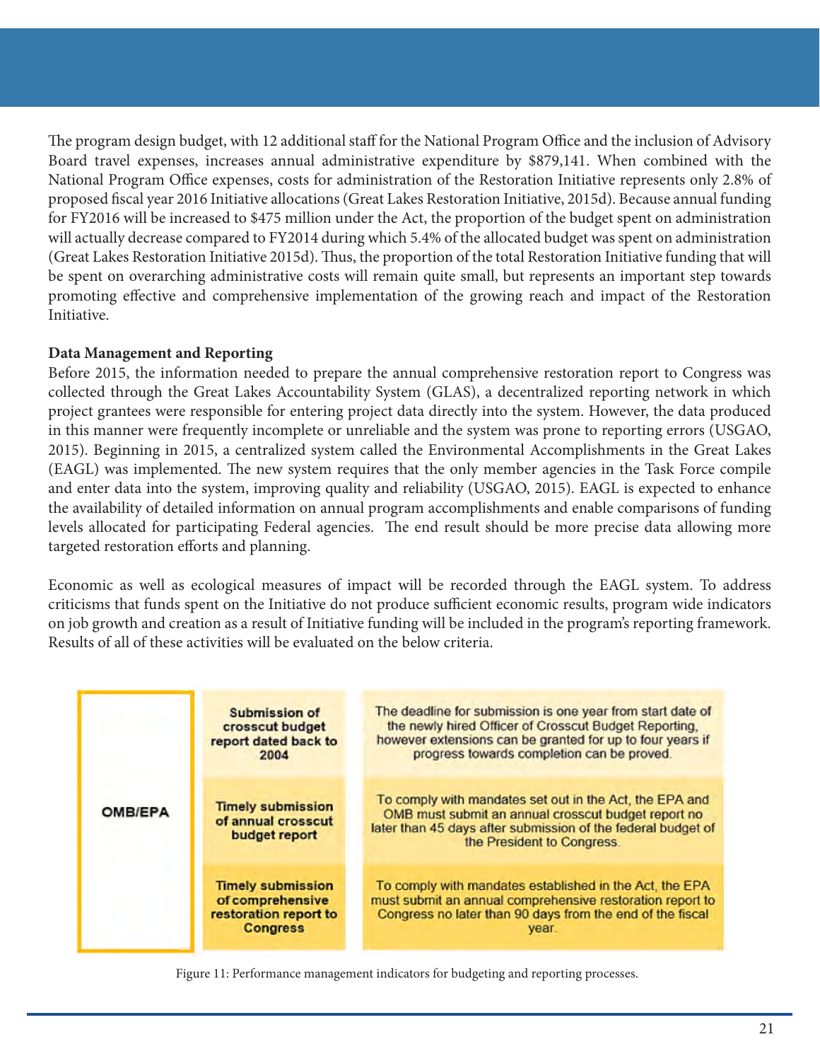The program design budget, with 12 additional staff for the National Program Office and the inclusion of Advisory Board travel expenses, increases annual administrative expenditure by $879,141. When combined with the National Program Office expenses, costs for administration of the Restoration Initiative represents only 2.8% of proposed fiscal year 2016 Initiative allocations (Great Lakes Restoration Initiative, 2015d). Because annual funding for FY2016 will be increased to $475 million under the Act, the proportion of the budget spent on administration will actually decrease compared to FY2014 during which 5.4% of the allocated budget was spent on administration (Great Lakes Restoration Initiative 2015d). Thus, the proportion of the total Restoration Initiative funding that will be spent on overarching administrative costs will remain quite small, but represents an important step towards promoting effective and comprehensive implementation of the growing reach and impact of the Restoration Initiative.

**Data Management and Reporting**

Before 2015, the information needed to prepare the annual comprehensive restoration report to Congress was collected through the Great Lakes Accountability System (GLAS), a decentralized reporting network in which project grantees were responsible for entering project data directly into the system. However, the data produced in this manner were frequently incomplete or unreliable and the system was prone to reporting errors (USGAO, 2015). Beginning in 2015, a centralized system called the Environmental Accomplishments in the Great Lakes (EAGL) was implemented. The new system requires that the only member agencies in the Task Force compile and enter data into the system, improving quality and reliability (USGAO, 2015). EAGL is expected to enhance the availability of detailed information on annual program accomplishments and enable comparisons of funding levels allocated for participating Federal agencies. The end result should be more precise data allowing more targeted restoration efforts and planning.

Economic as well as ecological measures of impact will be recorded through the EAGL system. To address criticisms that funds spent on the Initiative do not produce sufficient economic results, program wide indicators on job growth and creation as a result of Initiative funding will be included in the program's reporting framework. Results of all of these activities will be evaluated on the below criteria.

| | | |
|---|---|---|
| OMB/EPA | **Submission of crosscut budget report dated back to 2004** | The deadline for submission is one year from start date of the newly hired Officer of Crosscut Budget Reporting, however extensions can be granted for up to four years if progress towards completion can be proved. |
| | **Timely submission of annual crosscut budget report** | To comply with mandates set out in the Act, the EPA and OMB must submit an annual crosscut budget report no later than 45 days after submission of the federal budget of the President to Congress. |
| | **Timely submission of comprehensive restoration report to Congress** | To comply with mandates established in the Act, the EPA must submit an annual comprehensive restoration report to Congress no later than 90 days from the end of the fiscal year. |

Figure 11: Performance management indicators for budgeting and reporting processes.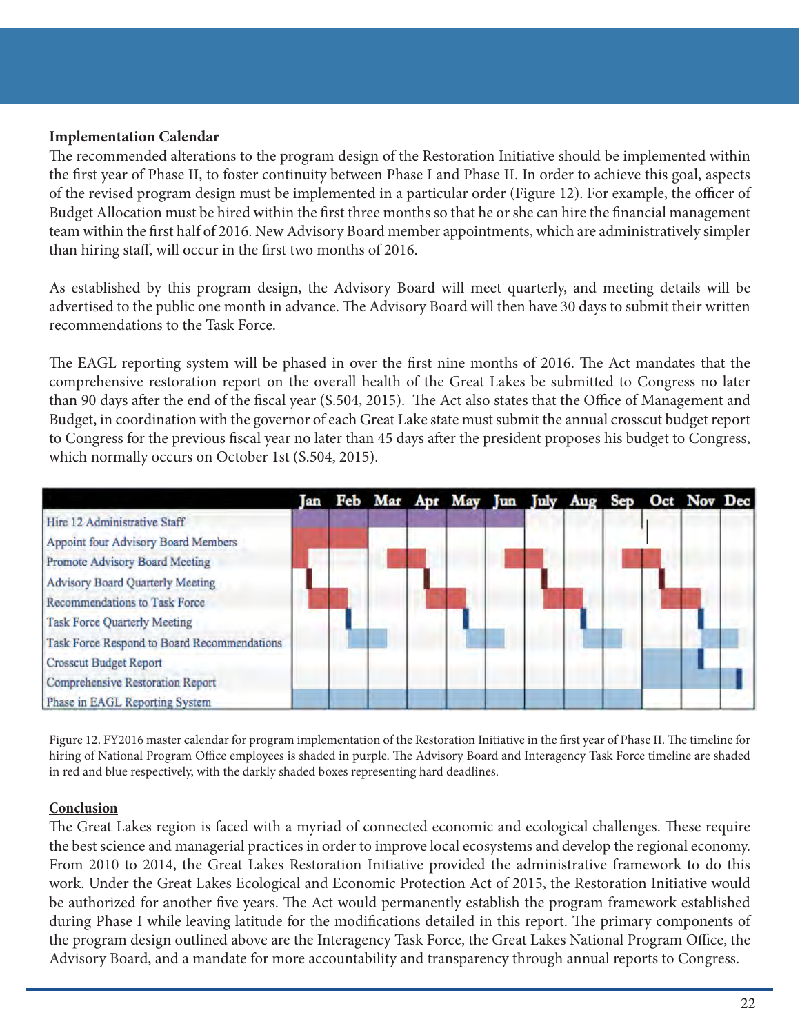**Implementation Calendar**

The recommended alterations to the program design of the Restoration Initiative should be implemented within the first year of Phase II, to foster continuity between Phase I and Phase II. In order to achieve this goal, aspects of the revised program design must be implemented in a particular order (Figure 12). For example, the officer of Budget Allocation must be hired within the first three months so that he or she can hire the financial management team within the first half of 2016. New Advisory Board member appointments, which are administratively simpler than hiring staff, will occur in the first two months of 2016.

As established by this program design, the Advisory Board will meet quarterly, and meeting details will be advertised to the public one month in advance. The Advisory Board will then have 30 days to submit their written recommendations to the Task Force.

The EAGL reporting system will be phased in over the first nine months of 2016. The Act mandates that the comprehensive restoration report on the overall health of the Great Lakes be submitted to Congress no later than 90 days after the end of the fiscal year (S.504, 2015). The Act also states that the Office of Management and Budget, in coordination with the governor of each Great Lake state must submit the annual crosscut budget report to Congress for the previous fiscal year no later than 45 days after the president proposes his budget to Congress, which normally occurs on October 1st (S.504, 2015).

| | Jan | Feb | Mar | Apr | May | Jun | July | Aug | Sep | Oct | Nov | Dec |
|---|---|---|---|---|---|---|---|---|---|---|---|---|
| Hire 12 Administrative Staff | | | | | | | | | | | | |
| Appoint four Advisory Board Members | | | | | | | | | | | | |
| Promote Advisory Board Meeting | | | | | | | | | | | | |
| Advisory Board Quarterly Meeting | | | | | | | | | | | | |
| Recommendations to Task Force | | | | | | | | | | | | |
| Task Force Quarterly Meeting | | | | | | | | | | | | |
| Task Force Respond to Board Recommendations | | | | | | | | | | | | |
| Crosscut Budget Report | | | | | | | | | | | | |
| Comprehensive Restoration Report | | | | | | | | | | | | |
| Phase in EAGL Reporting System | | | | | | | | | | | | |

Figure 12. FY2016 master calendar for program implementation of the Restoration Initiative in the first year of Phase II. The timeline for hiring of National Program Office employees is shaded in purple. The Advisory Board and Interagency Task Force timeline are shaded in red and blue respectively, with the darkly shaded boxes representing hard deadlines.

**Conclusion**

The Great Lakes region is faced with a myriad of connected economic and ecological challenges. These require the best science and managerial practices in order to improve local ecosystems and develop the regional economy. From 2010 to 2014, the Great Lakes Restoration Initiative provided the administrative framework to do this work. Under the Great Lakes Ecological and Economic Protection Act of 2015, the Restoration Initiative would be authorized for another five years. The Act would permanently establish the program framework established during Phase I while leaving latitude for the modifications detailed in this report. The primary components of the program design outlined above are the Interagency Task Force, the Great Lakes National Program Office, the Advisory Board, and a mandate for more accountability and transparency through annual reports to Congress.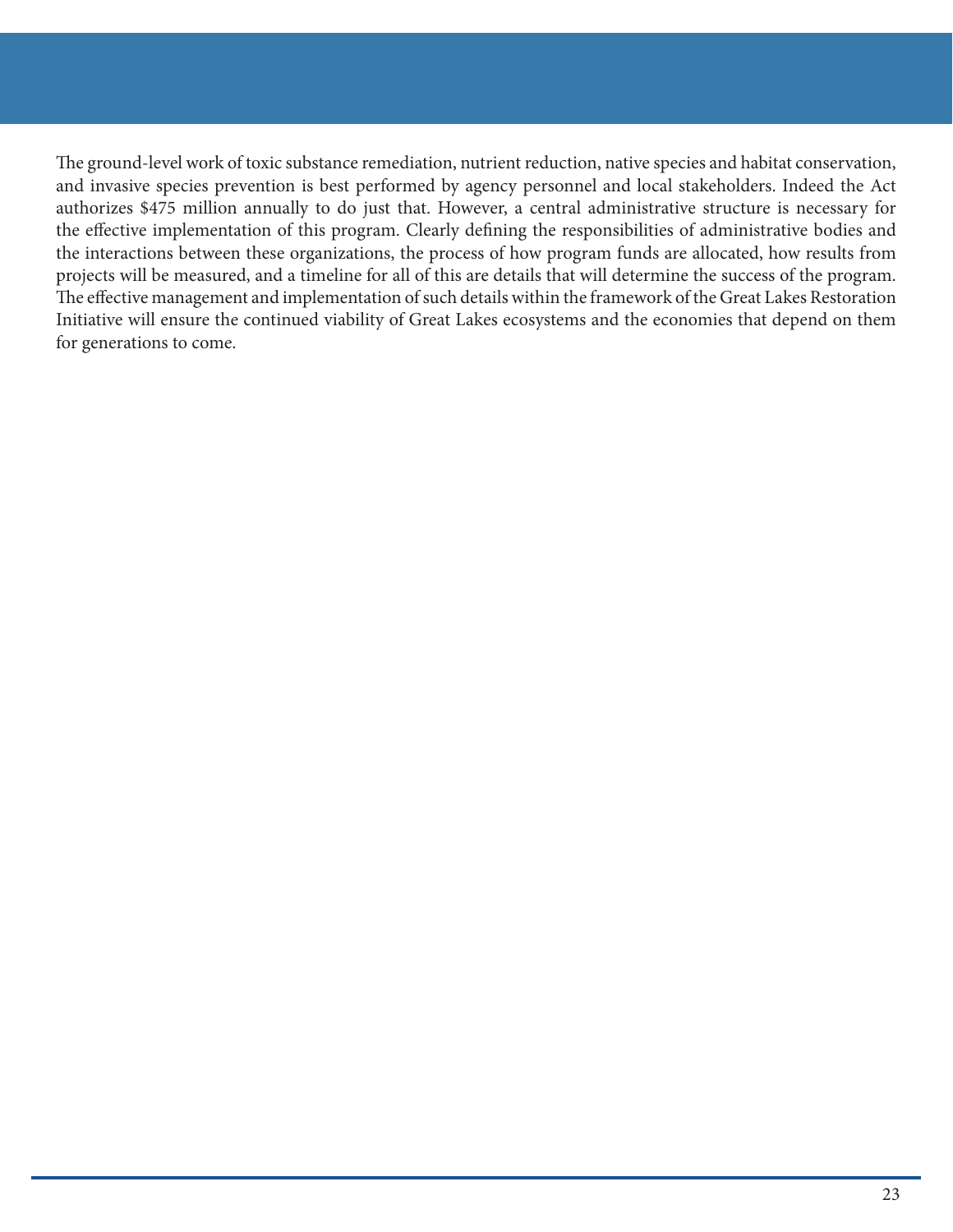The ground-level work of toxic substance remediation, nutrient reduction, native species and habitat conservation, and invasive species prevention is best performed by agency personnel and local stakeholders. Indeed the Act authorizes $475 million annually to do just that. However, a central administrative structure is necessary for the effective implementation of this program. Clearly defining the responsibilities of administrative bodies and the interactions between these organizations, the process of how program funds are allocated, how results from projects will be measured, and a timeline for all of this are details that will determine the success of the program. The effective management and implementation of such details within the framework of the Great Lakes Restoration Initiative will ensure the continued viability of Great Lakes ecosystems and the economies that depend on them for generations to come.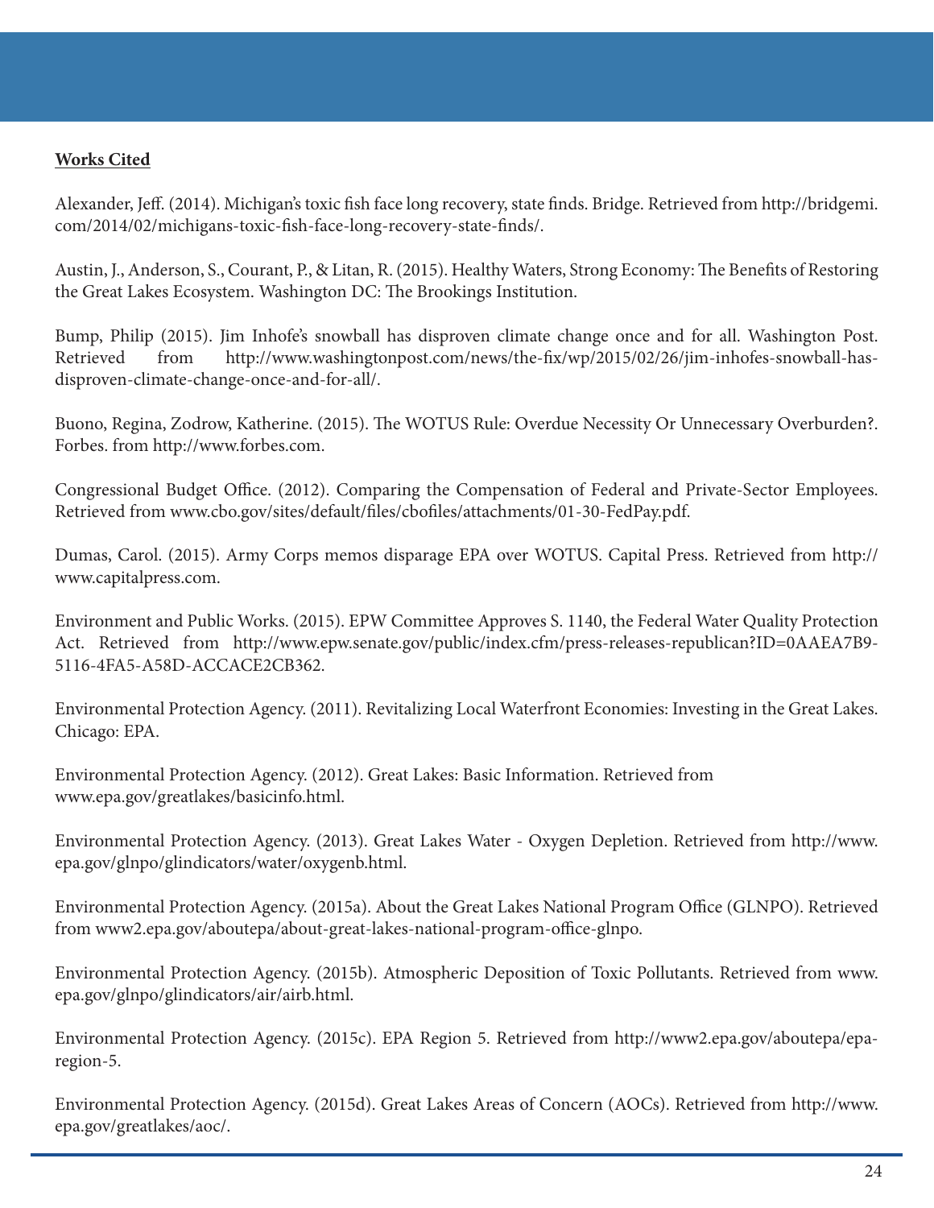**Works Cited**

Alexander, Jeff. (2014). Michigan's toxic fish face long recovery, state finds. Bridge. Retrieved from http://bridgemi.com/2014/02/michigans-toxic-fish-face-long-recovery-state-finds/.

Austin, J., Anderson, S., Courant, P., & Litan, R. (2015). Healthy Waters, Strong Economy: The Benefits of Restoring the Great Lakes Ecosystem. Washington DC: The Brookings Institution.

Bump, Philip (2015). Jim Inhofe's snowball has disproven climate change once and for all. Washington Post. Retrieved from http://www.washingtonpost.com/news/the-fix/wp/2015/02/26/jim-inhofes-snowball-has-disproven-climate-change-once-and-for-all/.

Buono, Regina, Zodrow, Katherine. (2015). The WOTUS Rule: Overdue Necessity Or Unnecessary Overburden?. Forbes. from http://www.forbes.com.

Congressional Budget Office. (2012). Comparing the Compensation of Federal and Private-Sector Employees. Retrieved from www.cbo.gov/sites/default/files/cbofiles/attachments/01-30-FedPay.pdf.

Dumas, Carol. (2015). Army Corps memos disparage EPA over WOTUS. Capital Press. Retrieved from http://www.capitalpress.com.

Environment and Public Works. (2015). EPW Committee Approves S. 1140, the Federal Water Quality Protection Act. Retrieved from http://www.epw.senate.gov/public/index.cfm/press-releases-republican?ID=0AAEA7B9-5116-4FA5-A58D-ACCACE2CB362.

Environmental Protection Agency. (2011). Revitalizing Local Waterfront Economies: Investing in the Great Lakes. Chicago: EPA.

Environmental Protection Agency. (2012). Great Lakes: Basic Information. Retrieved from www.epa.gov/greatlakes/basicinfo.html.

Environmental Protection Agency. (2013). Great Lakes Water - Oxygen Depletion. Retrieved from http://www.epa.gov/glnpo/glindicators/water/oxygenb.html.

Environmental Protection Agency. (2015a). About the Great Lakes National Program Office (GLNPO). Retrieved from www2.epa.gov/aboutepa/about-great-lakes-national-program-office-glnpo.

Environmental Protection Agency. (2015b). Atmospheric Deposition of Toxic Pollutants. Retrieved from www.epa.gov/glnpo/glindicators/air/airb.html.

Environmental Protection Agency. (2015c). EPA Region 5. Retrieved from http://www2.epa.gov/aboutepa/epa-region-5.

Environmental Protection Agency. (2015d). Great Lakes Areas of Concern (AOCs). Retrieved from http://www.epa.gov/greatlakes/aoc/.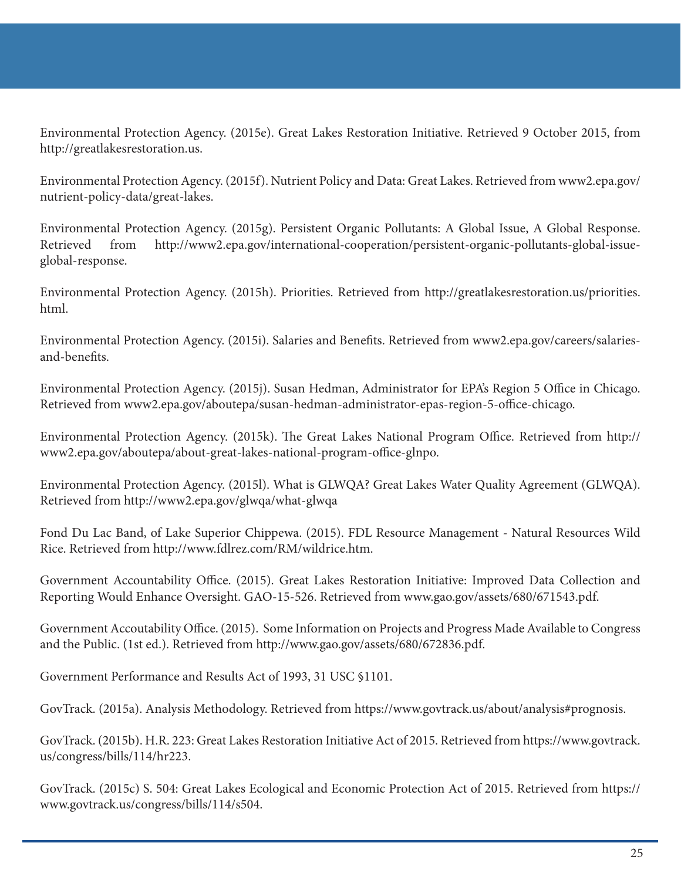Environmental Protection Agency. (2015e). Great Lakes Restoration Initiative. Retrieved 9 October 2015, from http://greatlakesrestoration.us.

Environmental Protection Agency. (2015f). Nutrient Policy and Data: Great Lakes. Retrieved from www2.epa.gov/nutrient-policy-data/great-lakes.

Environmental Protection Agency. (2015g). Persistent Organic Pollutants: A Global Issue, A Global Response. Retrieved from http://www2.epa.gov/international-cooperation/persistent-organic-pollutants-global-issue-global-response.

Environmental Protection Agency. (2015h). Priorities. Retrieved from http://greatlakesrestoration.us/priorities.html.

Environmental Protection Agency. (2015i). Salaries and Benefits. Retrieved from www2.epa.gov/careers/salaries-and-benefits.

Environmental Protection Agency. (2015j). Susan Hedman, Administrator for EPA's Region 5 Office in Chicago. Retrieved from www2.epa.gov/aboutepa/susan-hedman-administrator-epas-region-5-office-chicago.

Environmental Protection Agency. (2015k). The Great Lakes National Program Office. Retrieved from http://www2.epa.gov/aboutepa/about-great-lakes-national-program-office-glnpo.

Environmental Protection Agency. (2015l). What is GLWQA? Great Lakes Water Quality Agreement (GLWQA). Retrieved from http://www2.epa.gov/glwqa/what-glwqa

Fond Du Lac Band, of Lake Superior Chippewa. (2015). FDL Resource Management - Natural Resources Wild Rice. Retrieved from http://www.fdlrez.com/RM/wildrice.htm.

Government Accountability Office. (2015). Great Lakes Restoration Initiative: Improved Data Collection and Reporting Would Enhance Oversight. GAO-15-526. Retrieved from www.gao.gov/assets/680/671543.pdf.

Government Accoutability Office. (2015). Some Information on Projects and Progress Made Available to Congress and the Public. (1st ed.). Retrieved from http://www.gao.gov/assets/680/672836.pdf.

Government Performance and Results Act of 1993, 31 USC §1101.

GovTrack. (2015a). Analysis Methodology. Retrieved from https://www.govtrack.us/about/analysis#prognosis.

GovTrack. (2015b). H.R. 223: Great Lakes Restoration Initiative Act of 2015. Retrieved from https://www.govtrack.us/congress/bills/114/hr223.

GovTrack. (2015c) S. 504: Great Lakes Ecological and Economic Protection Act of 2015. Retrieved from https://www.govtrack.us/congress/bills/114/s504.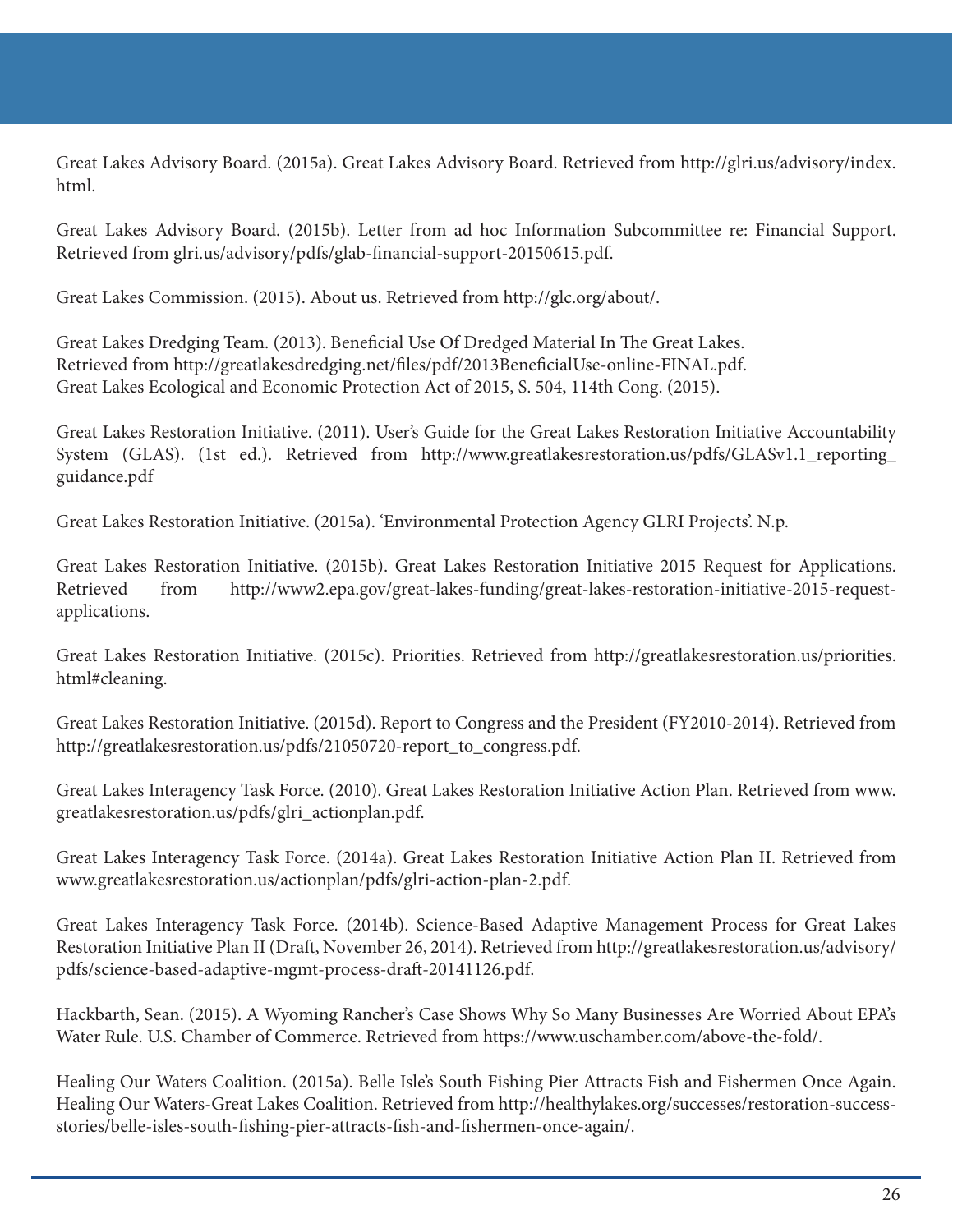Great Lakes Advisory Board. (2015a). Great Lakes Advisory Board. Retrieved from http://glri.us/advisory/index.html.

Great Lakes Advisory Board. (2015b). Letter from ad hoc Information Subcommittee re: Financial Support. Retrieved from glri.us/advisory/pdfs/glab-financial-support-20150615.pdf.

Great Lakes Commission. (2015). About us. Retrieved from http://glc.org/about/.

Great Lakes Dredging Team. (2013). Beneficial Use Of Dredged Material In The Great Lakes. Retrieved from http://greatlakesdredging.net/files/pdf/2013BeneficialUse-online-FINAL.pdf.
Great Lakes Ecological and Economic Protection Act of 2015, S. 504, 114th Cong. (2015).

Great Lakes Restoration Initiative. (2011). User's Guide for the Great Lakes Restoration Initiative Accountability System (GLAS). (1st ed.). Retrieved from http://www.greatlakesrestoration.us/pdfs/GLASv1.1_reporting_guidance.pdf

Great Lakes Restoration Initiative. (2015a). 'Environmental Protection Agency GLRI Projects'. N.p.

Great Lakes Restoration Initiative. (2015b). Great Lakes Restoration Initiative 2015 Request for Applications. Retrieved from http://www2.epa.gov/great-lakes-funding/great-lakes-restoration-initiative-2015-request-applications.

Great Lakes Restoration Initiative. (2015c). Priorities. Retrieved from http://greatlakesrestoration.us/priorities.html#cleaning.

Great Lakes Restoration Initiative. (2015d). Report to Congress and the President (FY2010-2014). Retrieved from http://greatlakesrestoration.us/pdfs/21050720-report_to_congress.pdf.

Great Lakes Interagency Task Force. (2010). Great Lakes Restoration Initiative Action Plan. Retrieved from www.greatlakesrestoration.us/pdfs/glri_actionplan.pdf.

Great Lakes Interagency Task Force. (2014a). Great Lakes Restoration Initiative Action Plan II. Retrieved from www.greatlakesrestoration.us/actionplan/pdfs/glri-action-plan-2.pdf.

Great Lakes Interagency Task Force. (2014b). Science-Based Adaptive Management Process for Great Lakes Restoration Initiative Plan II (Draft, November 26, 2014). Retrieved from http://greatlakesrestoration.us/advisory/pdfs/science-based-adaptive-mgmt-process-draft-20141126.pdf.

Hackbarth, Sean. (2015). A Wyoming Rancher's Case Shows Why So Many Businesses Are Worried About EPA's Water Rule. U.S. Chamber of Commerce. Retrieved from https://www.uschamber.com/above-the-fold/.

Healing Our Waters Coalition. (2015a). Belle Isle's South Fishing Pier Attracts Fish and Fishermen Once Again. Healing Our Waters-Great Lakes Coalition. Retrieved from http://healthylakes.org/successes/restoration-success-stories/belle-isles-south-fishing-pier-attracts-fish-and-fishermen-once-again/.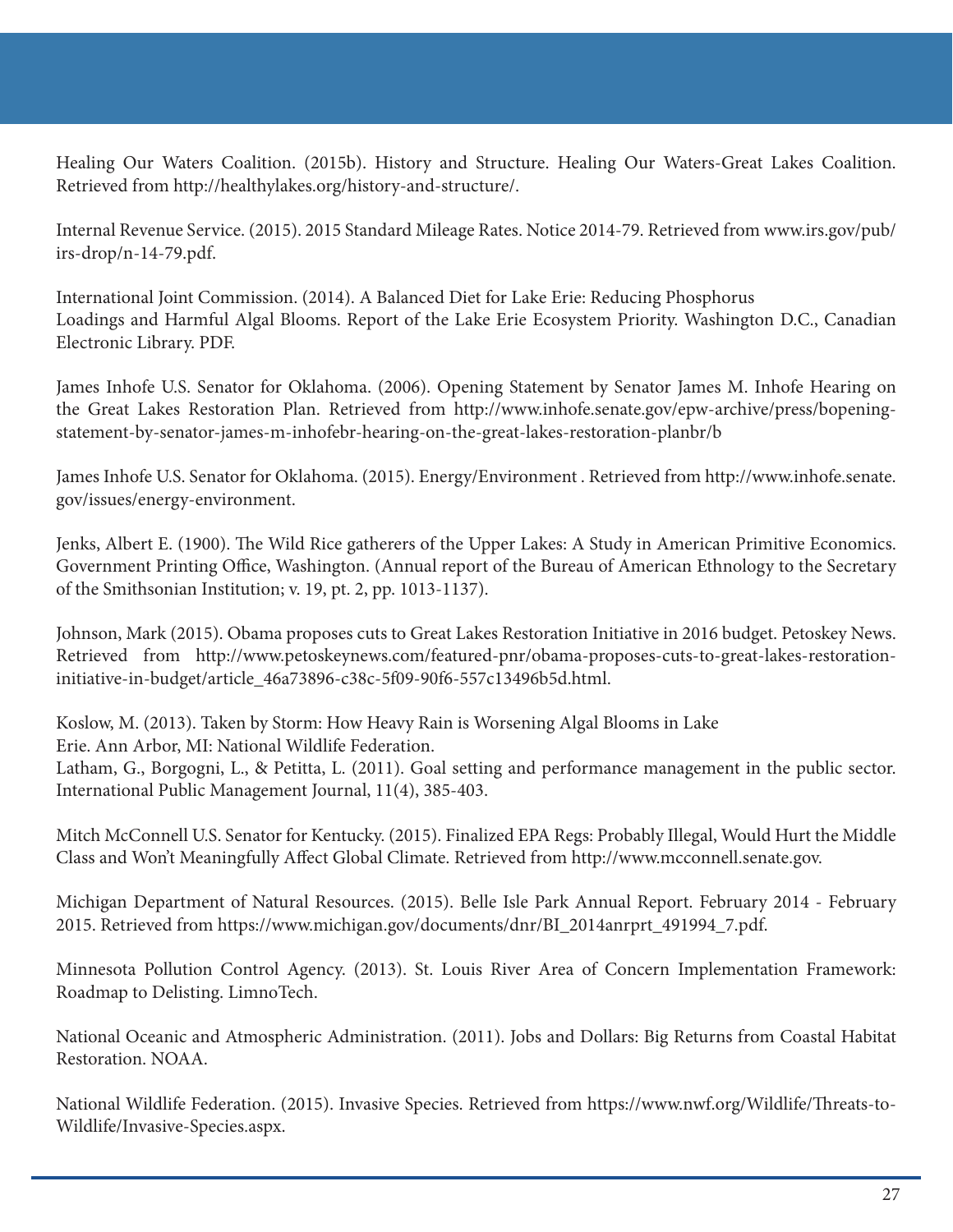Healing Our Waters Coalition. (2015b). History and Structure. Healing Our Waters-Great Lakes Coalition. Retrieved from http://healthylakes.org/history-and-structure/.

Internal Revenue Service. (2015). 2015 Standard Mileage Rates. Notice 2014-79. Retrieved from www.irs.gov/pub/irs-drop/n-14-79.pdf.

International Joint Commission. (2014). A Balanced Diet for Lake Erie: Reducing Phosphorus Loadings and Harmful Algal Blooms. Report of the Lake Erie Ecosystem Priority. Washington D.C., Canadian Electronic Library. PDF.

James Inhofe U.S. Senator for Oklahoma. (2006). Opening Statement by Senator James M. Inhofe Hearing on the Great Lakes Restoration Plan. Retrieved from http://www.inhofe.senate.gov/epw-archive/press/bopening-statement-by-senator-james-m-inhofebr-hearing-on-the-great-lakes-restoration-planbr/b

James Inhofe U.S. Senator for Oklahoma. (2015). Energy/Environment . Retrieved from http://www.inhofe.senate.gov/issues/energy-environment.

Jenks, Albert E. (1900). The Wild Rice gatherers of the Upper Lakes: A Study in American Primitive Economics. Government Printing Office, Washington. (Annual report of the Bureau of American Ethnology to the Secretary of the Smithsonian Institution; v. 19, pt. 2, pp. 1013-1137).

Johnson, Mark (2015). Obama proposes cuts to Great Lakes Restoration Initiative in 2016 budget. Petoskey News. Retrieved from http://www.petoskeynews.com/featured-pnr/obama-proposes-cuts-to-great-lakes-restoration-initiative-in-budget/article_46a73896-c38c-5f09-90f6-557c13496b5d.html.

Koslow, M. (2013). Taken by Storm: How Heavy Rain is Worsening Algal Blooms in Lake Erie. Ann Arbor, MI: National Wildlife Federation.

Latham, G., Borgogni, L., & Petitta, L. (2011). Goal setting and performance management in the public sector. International Public Management Journal, 11(4), 385-403.

Mitch McConnell U.S. Senator for Kentucky. (2015). Finalized EPA Regs: Probably Illegal, Would Hurt the Middle Class and Won't Meaningfully Affect Global Climate. Retrieved from http://www.mcconnell.senate.gov.

Michigan Department of Natural Resources. (2015). Belle Isle Park Annual Report. February 2014 - February 2015. Retrieved from https://www.michigan.gov/documents/dnr/BI_2014anrprt_491994_7.pdf.

Minnesota Pollution Control Agency. (2013). St. Louis River Area of Concern Implementation Framework: Roadmap to Delisting. LimnoTech.

National Oceanic and Atmospheric Administration. (2011). Jobs and Dollars: Big Returns from Coastal Habitat Restoration. NOAA.

National Wildlife Federation. (2015). Invasive Species. Retrieved from https://www.nwf.org/Wildlife/Threats-to-Wildlife/Invasive-Species.aspx.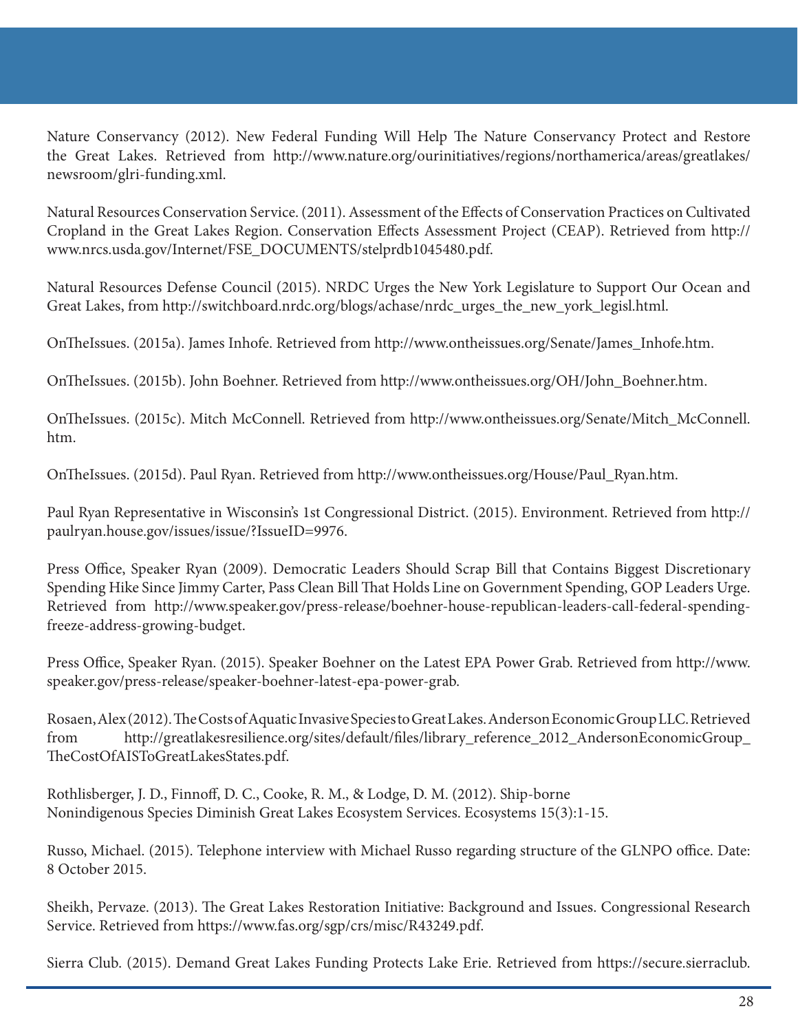Nature Conservancy (2012). New Federal Funding Will Help The Nature Conservancy Protect and Restore the Great Lakes. Retrieved from http://www.nature.org/ourinitiatives/regions/northamerica/areas/greatlakes/newsroom/glri-funding.xml.

Natural Resources Conservation Service. (2011). Assessment of the Effects of Conservation Practices on Cultivated Cropland in the Great Lakes Region. Conservation Effects Assessment Project (CEAP). Retrieved from http://www.nrcs.usda.gov/Internet/FSE_DOCUMENTS/stelprdb1045480.pdf.

Natural Resources Defense Council (2015). NRDC Urges the New York Legislature to Support Our Ocean and Great Lakes, from http://switchboard.nrdc.org/blogs/achase/nrdc_urges_the_new_york_legisl.html.

OnTheIssues. (2015a). James Inhofe. Retrieved from http://www.ontheissues.org/Senate/James_Inhofe.htm.

OnTheIssues. (2015b). John Boehner. Retrieved from http://www.ontheissues.org/OH/John_Boehner.htm.

OnTheIssues. (2015c). Mitch McConnell. Retrieved from http://www.ontheissues.org/Senate/Mitch_McConnell.htm.

OnTheIssues. (2015d). Paul Ryan. Retrieved from http://www.ontheissues.org/House/Paul_Ryan.htm.

Paul Ryan Representative in Wisconsin's 1st Congressional District. (2015). Environment. Retrieved from http://paulryan.house.gov/issues/issue/?IssueID=9976.

Press Office, Speaker Ryan (2009). Democratic Leaders Should Scrap Bill that Contains Biggest Discretionary Spending Hike Since Jimmy Carter, Pass Clean Bill That Holds Line on Government Spending, GOP Leaders Urge. Retrieved from http://www.speaker.gov/press-release/boehner-house-republican-leaders-call-federal-spending-freeze-address-growing-budget.

Press Office, Speaker Ryan. (2015). Speaker Boehner on the Latest EPA Power Grab. Retrieved from http://www.speaker.gov/press-release/speaker-boehner-latest-epa-power-grab.

Rosaen, Alex (2012). The Costs of Aquatic Invasive Species to Great Lakes. Anderson Economic Group LLC. Retrieved from http://greatlakesresilience.org/sites/default/files/library_reference_2012_AndersonEconomicGroup_TheCostOfAISToGreatLakesStates.pdf.

Rothlisberger, J. D., Finnoff, D. C., Cooke, R. M., & Lodge, D. M. (2012). Ship-borne Nonindigenous Species Diminish Great Lakes Ecosystem Services. Ecosystems 15(3):1-15.

Russo, Michael. (2015). Telephone interview with Michael Russo regarding structure of the GLNPO office. Date: 8 October 2015.

Sheikh, Pervaze. (2013). The Great Lakes Restoration Initiative: Background and Issues. Congressional Research Service. Retrieved from https://www.fas.org/sgp/crs/misc/R43249.pdf.

Sierra Club. (2015). Demand Great Lakes Funding Protects Lake Erie. Retrieved from https://secure.sierraclub.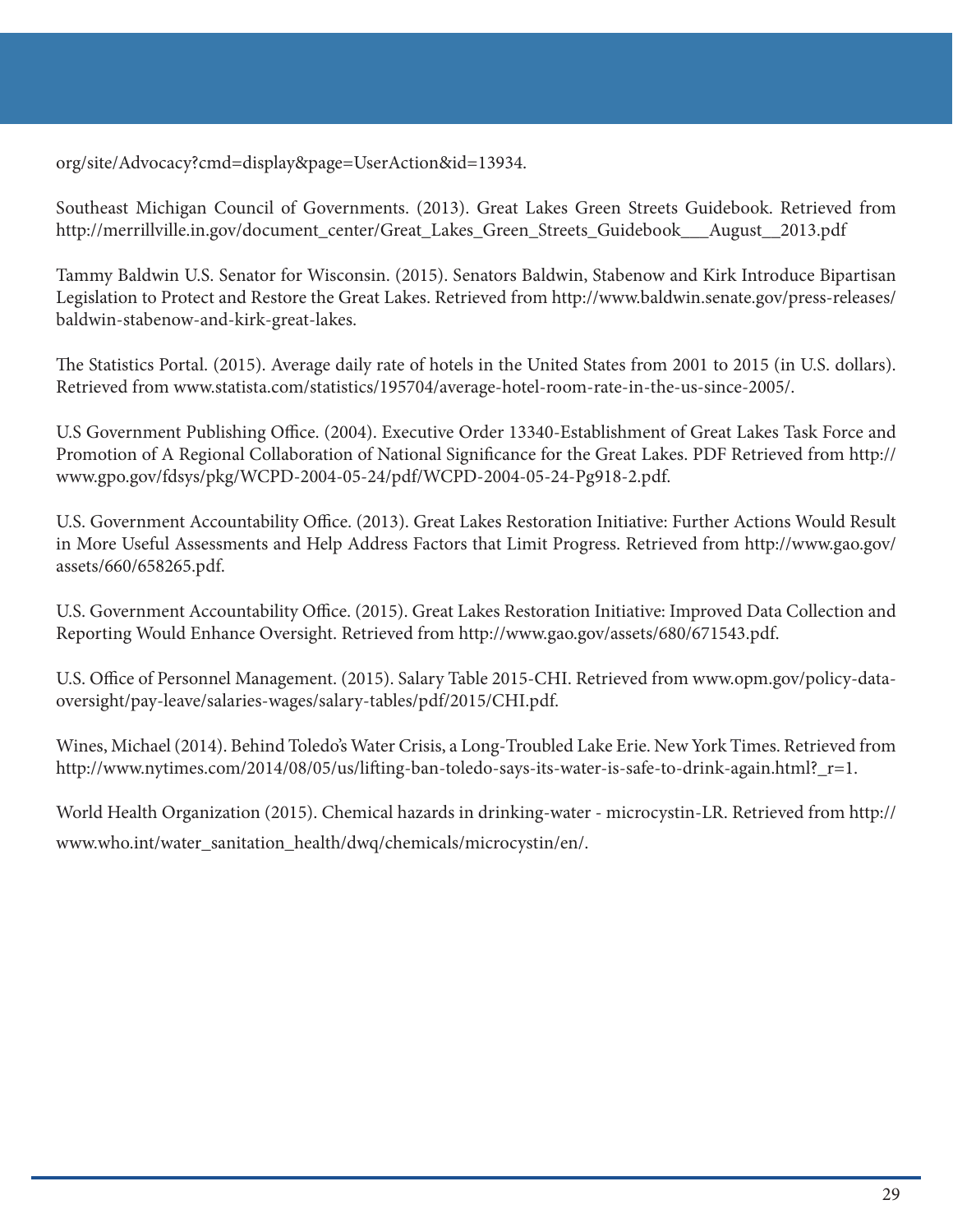org/site/Advocacy?cmd=display&page=UserAction&id=13934.

Southeast Michigan Council of Governments. (2013). Great Lakes Green Streets Guidebook. Retrieved from http://merrillville.in.gov/document_center/Great_Lakes_Green_Streets_Guidebook___August__2013.pdf

Tammy Baldwin U.S. Senator for Wisconsin. (2015). Senators Baldwin, Stabenow and Kirk Introduce Bipartisan Legislation to Protect and Restore the Great Lakes. Retrieved from http://www.baldwin.senate.gov/press-releases/baldwin-stabenow-and-kirk-great-lakes.

The Statistics Portal. (2015). Average daily rate of hotels in the United States from 2001 to 2015 (in U.S. dollars). Retrieved from www.statista.com/statistics/195704/average-hotel-room-rate-in-the-us-since-2005/.

U.S Government Publishing Office. (2004). Executive Order 13340-Establishment of Great Lakes Task Force and Promotion of A Regional Collaboration of National Significance for the Great Lakes. PDF Retrieved from http://www.gpo.gov/fdsys/pkg/WCPD-2004-05-24/pdf/WCPD-2004-05-24-Pg918-2.pdf.

U.S. Government Accountability Office. (2013). Great Lakes Restoration Initiative: Further Actions Would Result in More Useful Assessments and Help Address Factors that Limit Progress. Retrieved from http://www.gao.gov/assets/660/658265.pdf.

U.S. Government Accountability Office. (2015). Great Lakes Restoration Initiative: Improved Data Collection and Reporting Would Enhance Oversight. Retrieved from http://www.gao.gov/assets/680/671543.pdf.

U.S. Office of Personnel Management. (2015). Salary Table 2015-CHI. Retrieved from www.opm.gov/policy-data-oversight/pay-leave/salaries-wages/salary-tables/pdf/2015/CHI.pdf.

Wines, Michael (2014). Behind Toledo's Water Crisis, a Long-Troubled Lake Erie. New York Times. Retrieved from http://www.nytimes.com/2014/08/05/us/lifting-ban-toledo-says-its-water-is-safe-to-drink-again.html?_r=1.

World Health Organization (2015). Chemical hazards in drinking-water - microcystin-LR. Retrieved from http://www.who.int/water_sanitation_health/dwq/chemicals/microcystin/en/.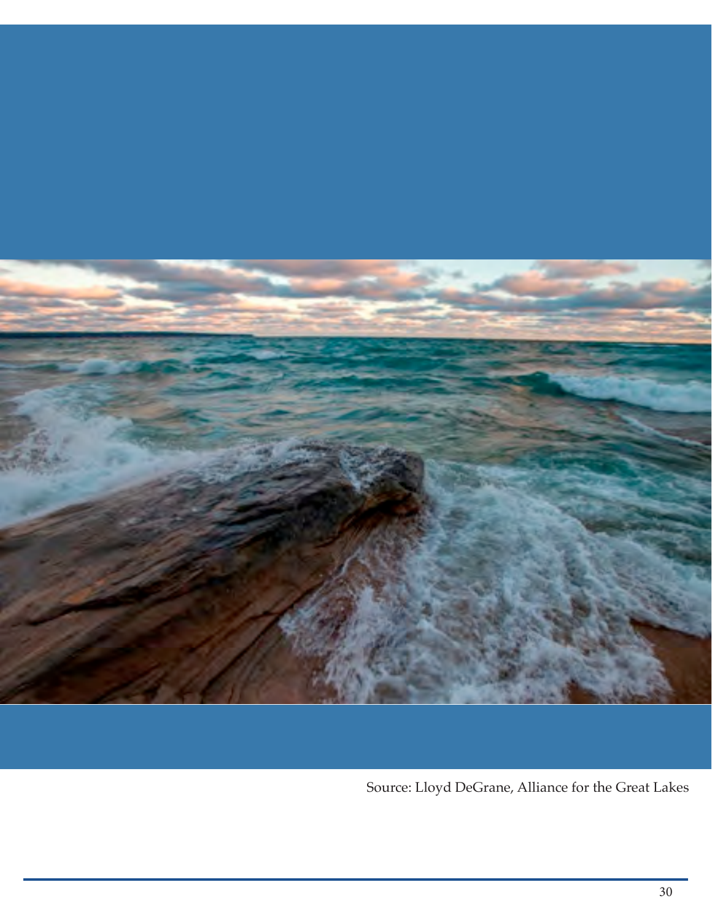Source: Lloyd DeGrane, Alliance for the Great Lakes